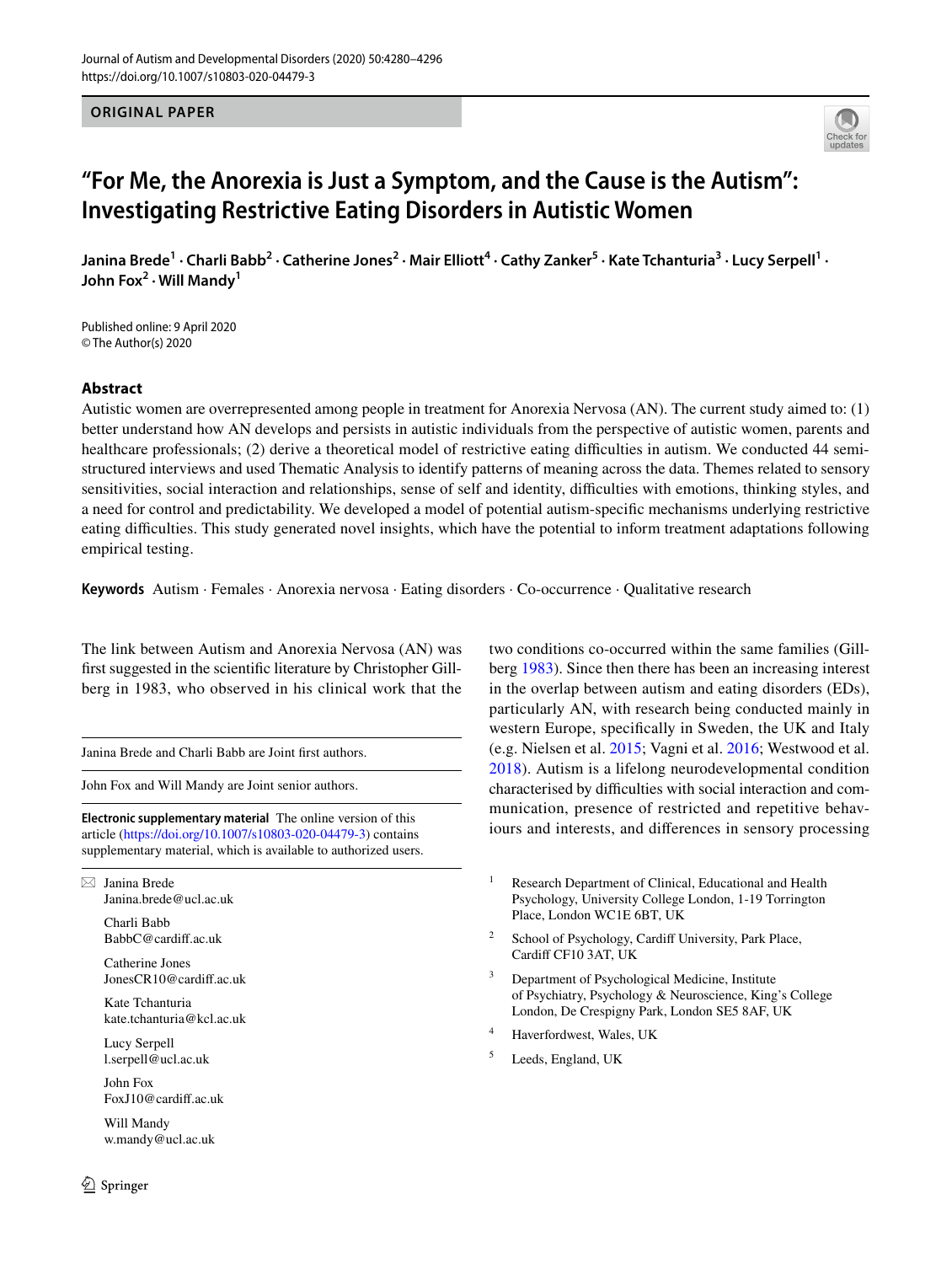ORIGINAL PAPER

# "For Me, the Anorexia is Just a Symptom, and the Cause is the Autism": Investigating Restrictive Eating Disorders in Autistic Women

**Janina Brede[1] · Charli Babb[2] · Catherine Jones[2] · Mair Elliott[4] · Cathy Zanker[5] · Kate Tchanturia[3] · Lucy Serpell[1] · John Fox[2] · Will Mandy[1]**

Published online: 9 April 2020
© The Author(s) 2020

## Abstract

Autistic women are overrepresented among people in treatment for Anorexia Nervosa (AN). The current study aimed to: (1) better understand how AN develops and persists in autistic individuals from the perspective of autistic women, parents and healthcare professionals; (2) derive a theoretical model of restrictive eating difficulties in autism. We conducted 44 semi-structured interviews and used Thematic Analysis to identify patterns of meaning across the data. Themes related to sensory sensitivities, social interaction and relationships, sense of self and identity, difficulties with emotions, thinking styles, and a need for control and predictability. We developed a model of potential autism-specific mechanisms underlying restrictive eating difficulties. This study generated novel insights, which have the potential to inform treatment adaptations following empirical testing.

**Keywords** Autism · Females · Anorexia nervosa · Eating disorders · Co-occurrence · Qualitative research

The link between Autism and Anorexia Nervosa (AN) was first suggested in the scientific literature by Christopher Gillberg in 1983, who observed in his clinical work that the two conditions co-occurred within the same families (Gillberg 1983). Since then there has been an increasing interest in the overlap between autism and eating disorders (EDs), particularly AN, with research being conducted mainly in western Europe, specifically in Sweden, the UK and Italy (e.g. Nielsen et al. 2015; Vagni et al. 2016; Westwood et al. 2018). Autism is a lifelong neurodevelopmental condition characterised by difficulties with social interaction and communication, presence of restricted and repetitive behaviours and interests, and differences in sensory processing

---

Janina Brede and Charli Babb are Joint first authors.

John Fox and Will Mandy are Joint senior authors.

**Electronic supplementary material** The online version of this article (https://doi.org/10.1007/s10803-020-04479-3) contains supplementary material, which is available to authorized users.

✉ Janina Brede
Janina.brede@ucl.ac.uk

Charli Babb
BabbC@cardiff.ac.uk

Catherine Jones
JonesCR10@cardiff.ac.uk

Kate Tchanturia
kate.tchanturia@kcl.ac.uk

Lucy Serpell
l.serpell@ucl.ac.uk

John Fox
FoxJ10@cardiff.ac.uk

Will Mandy
w.mandy@ucl.ac.uk

[1] Research Department of Clinical, Educational and Health Psychology, University College London, 1-19 Torrington Place, London WC1E 6BT, UK

[2] School of Psychology, Cardiff University, Park Place, Cardiff CF10 3AT, UK

[3] Department of Psychological Medicine, Institute of Psychiatry, Psychology & Neuroscience, King's College London, De Crespigny Park, London SE5 8AF, UK

[4] Haverfordwest, Wales, UK

[5] Leeds, England, UK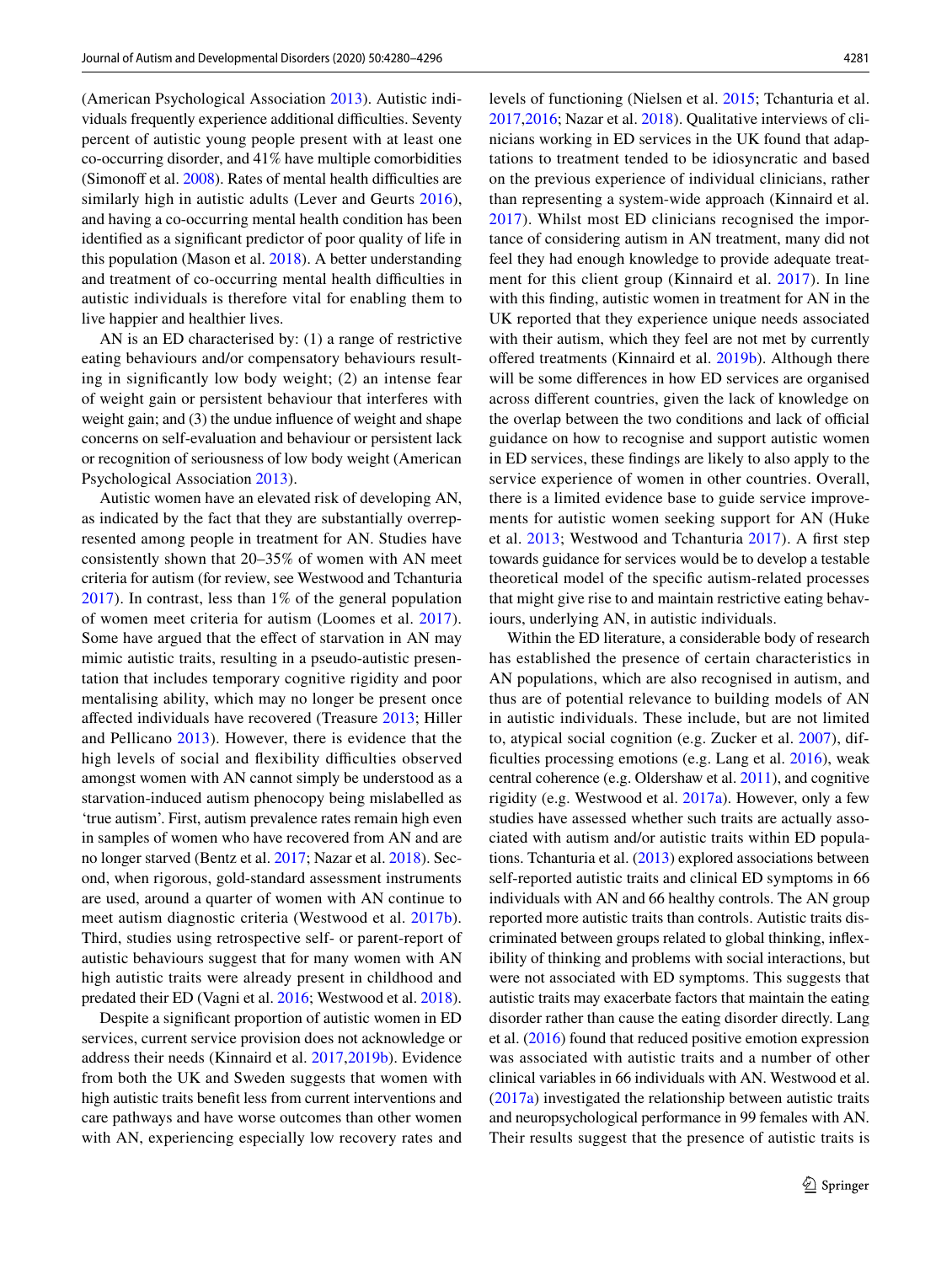(American Psychological Association 2013). Autistic individuals frequently experience additional difficulties. Seventy percent of autistic young people present with at least one co-occurring disorder, and 41% have multiple comorbidities (Simonoff et al. 2008). Rates of mental health difficulties are similarly high in autistic adults (Lever and Geurts 2016), and having a co-occurring mental health condition has been identified as a significant predictor of poor quality of life in this population (Mason et al. 2018). A better understanding and treatment of co-occurring mental health difficulties in autistic individuals is therefore vital for enabling them to live happier and healthier lives.

AN is an ED characterised by: (1) a range of restrictive eating behaviours and/or compensatory behaviours resulting in significantly low body weight; (2) an intense fear of weight gain or persistent behaviour that interferes with weight gain; and (3) the undue influence of weight and shape concerns on self-evaluation and behaviour or persistent lack or recognition of seriousness of low body weight (American Psychological Association 2013).

Autistic women have an elevated risk of developing AN, as indicated by the fact that they are substantially overrepresented among people in treatment for AN. Studies have consistently shown that 20–35% of women with AN meet criteria for autism (for review, see Westwood and Tchanturia 2017). In contrast, less than 1% of the general population of women meet criteria for autism (Loomes et al. 2017). Some have argued that the effect of starvation in AN may mimic autistic traits, resulting in a pseudo-autistic presentation that includes temporary cognitive rigidity and poor mentalising ability, which may no longer be present once affected individuals have recovered (Treasure 2013; Hiller and Pellicano 2013). However, there is evidence that the high levels of social and flexibility difficulties observed amongst women with AN cannot simply be understood as a starvation-induced autism phenocopy being mislabelled as 'true autism'. First, autism prevalence rates remain high even in samples of women who have recovered from AN and are no longer starved (Bentz et al. 2017; Nazar et al. 2018). Second, when rigorous, gold-standard assessment instruments are used, around a quarter of women with AN continue to meet autism diagnostic criteria (Westwood et al. 2017b). Third, studies using retrospective self- or parent-report of autistic behaviours suggest that for many women with AN high autistic traits were already present in childhood and predated their ED (Vagni et al. 2016; Westwood et al. 2018).

Despite a significant proportion of autistic women in ED services, current service provision does not acknowledge or address their needs (Kinnaird et al. 2017,2019b). Evidence from both the UK and Sweden suggests that women with high autistic traits benefit less from current interventions and care pathways and have worse outcomes than other women with AN, experiencing especially low recovery rates and levels of functioning (Nielsen et al. 2015; Tchanturia et al. 2017,2016; Nazar et al. 2018). Qualitative interviews of clinicians working in ED services in the UK found that adaptations to treatment tended to be idiosyncratic and based on the previous experience of individual clinicians, rather than representing a system-wide approach (Kinnaird et al. 2017). Whilst most ED clinicians recognised the importance of considering autism in AN treatment, many did not feel they had enough knowledge to provide adequate treatment for this client group (Kinnaird et al. 2017). In line with this finding, autistic women in treatment for AN in the UK reported that they experience unique needs associated with their autism, which they feel are not met by currently offered treatments (Kinnaird et al. 2019b). Although there will be some differences in how ED services are organised across different countries, given the lack of knowledge on the overlap between the two conditions and lack of official guidance on how to recognise and support autistic women in ED services, these findings are likely to also apply to the service experience of women in other countries. Overall, there is a limited evidence base to guide service improvements for autistic women seeking support for AN (Huke et al. 2013; Westwood and Tchanturia 2017). A first step towards guidance for services would be to develop a testable theoretical model of the specific autism-related processes that might give rise to and maintain restrictive eating behaviours, underlying AN, in autistic individuals.

Within the ED literature, a considerable body of research has established the presence of certain characteristics in AN populations, which are also recognised in autism, and thus are of potential relevance to building models of AN in autistic individuals. These include, but are not limited to, atypical social cognition (e.g. Zucker et al. 2007), difficulties processing emotions (e.g. Lang et al. 2016), weak central coherence (e.g. Oldershaw et al. 2011), and cognitive rigidity (e.g. Westwood et al. 2017a). However, only a few studies have assessed whether such traits are actually associated with autism and/or autistic traits within ED populations. Tchanturia et al. (2013) explored associations between self-reported autistic traits and clinical ED symptoms in 66 individuals with AN and 66 healthy controls. The AN group reported more autistic traits than controls. Autistic traits discriminated between groups related to global thinking, inflexibility of thinking and problems with social interactions, but were not associated with ED symptoms. This suggests that autistic traits may exacerbate factors that maintain the eating disorder rather than cause the eating disorder directly. Lang et al. (2016) found that reduced positive emotion expression was associated with autistic traits and a number of other clinical variables in 66 individuals with AN. Westwood et al. (2017a) investigated the relationship between autistic traits and neuropsychological performance in 99 females with AN. Their results suggest that the presence of autistic traits is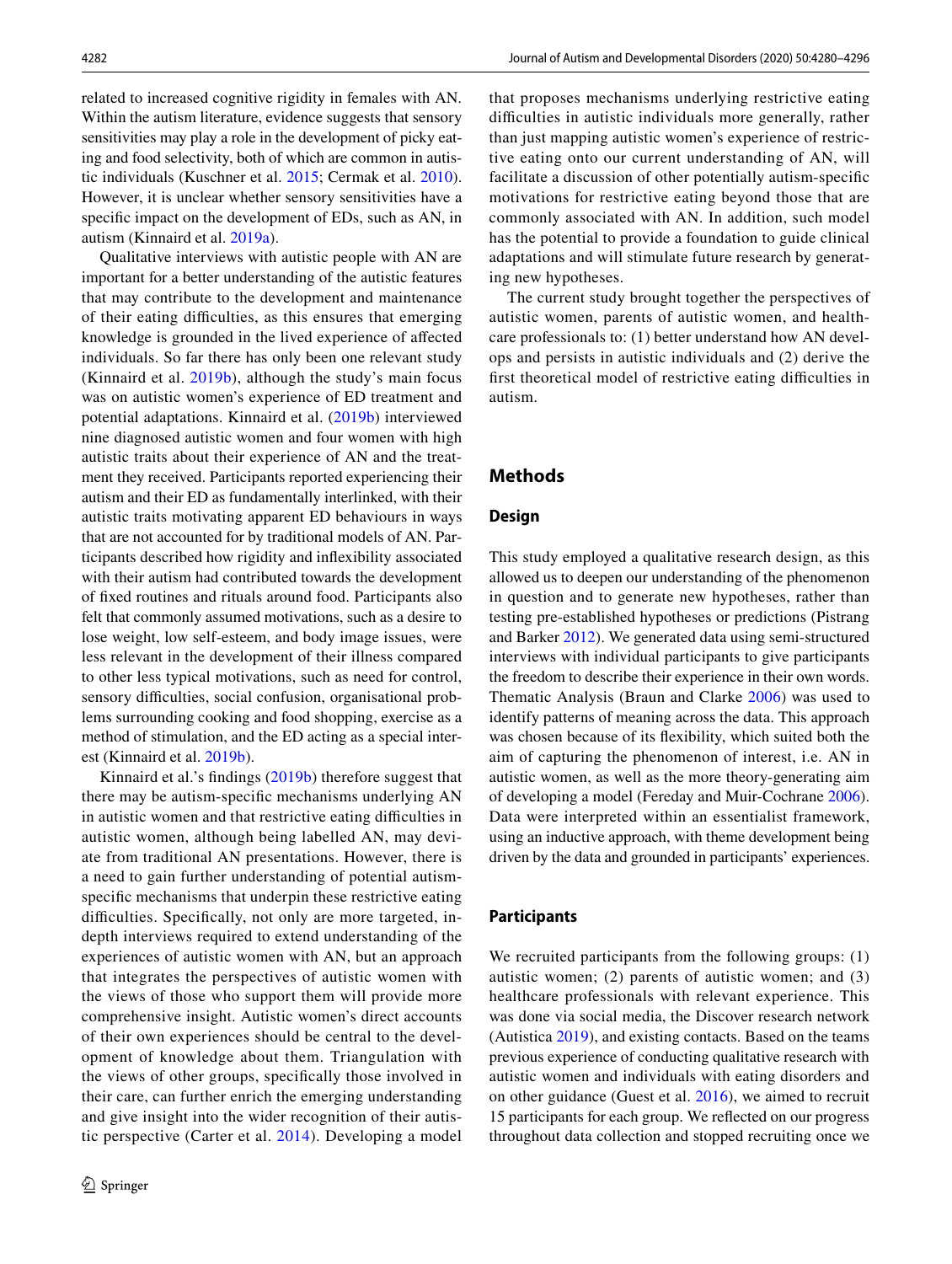related to increased cognitive rigidity in females with AN. Within the autism literature, evidence suggests that sensory sensitivities may play a role in the development of picky eating and food selectivity, both of which are common in autistic individuals (Kuschner et al. 2015; Cermak et al. 2010). However, it is unclear whether sensory sensitivities have a specific impact on the development of EDs, such as AN, in autism (Kinnaird et al. 2019a).

Qualitative interviews with autistic people with AN are important for a better understanding of the autistic features that may contribute to the development and maintenance of their eating difficulties, as this ensures that emerging knowledge is grounded in the lived experience of affected individuals. So far there has only been one relevant study (Kinnaird et al. 2019b), although the study's main focus was on autistic women's experience of ED treatment and potential adaptations. Kinnaird et al. (2019b) interviewed nine diagnosed autistic women and four women with high autistic traits about their experience of AN and the treatment they received. Participants reported experiencing their autism and their ED as fundamentally interlinked, with their autistic traits motivating apparent ED behaviours in ways that are not accounted for by traditional models of AN. Participants described how rigidity and inflexibility associated with their autism had contributed towards the development of fixed routines and rituals around food. Participants also felt that commonly assumed motivations, such as a desire to lose weight, low self-esteem, and body image issues, were less relevant in the development of their illness compared to other less typical motivations, such as need for control, sensory difficulties, social confusion, organisational problems surrounding cooking and food shopping, exercise as a method of stimulation, and the ED acting as a special interest (Kinnaird et al. 2019b).

Kinnaird et al.'s findings (2019b) therefore suggest that there may be autism-specific mechanisms underlying AN in autistic women and that restrictive eating difficulties in autistic women, although being labelled AN, may deviate from traditional AN presentations. However, there is a need to gain further understanding of potential autism-specific mechanisms that underpin these restrictive eating difficulties. Specifically, not only are more targeted, in-depth interviews required to extend understanding of the experiences of autistic women with AN, but an approach that integrates the perspectives of autistic women with the views of those who support them will provide more comprehensive insight. Autistic women's direct accounts of their own experiences should be central to the development of knowledge about them. Triangulation with the views of other groups, specifically those involved in their care, can further enrich the emerging understanding and give insight into the wider recognition of their autistic perspective (Carter et al. 2014). Developing a model that proposes mechanisms underlying restrictive eating difficulties in autistic individuals more generally, rather than just mapping autistic women's experience of restrictive eating onto our current understanding of AN, will facilitate a discussion of other potentially autism-specific motivations for restrictive eating beyond those that are commonly associated with AN. In addition, such model has the potential to provide a foundation to guide clinical adaptations and will stimulate future research by generating new hypotheses.

The current study brought together the perspectives of autistic women, parents of autistic women, and healthcare professionals to: (1) better understand how AN develops and persists in autistic individuals and (2) derive the first theoretical model of restrictive eating difficulties in autism.

## Methods

### Design

This study employed a qualitative research design, as this allowed us to deepen our understanding of the phenomenon in question and to generate new hypotheses, rather than testing pre-established hypotheses or predictions (Pistrang and Barker 2012). We generated data using semi-structured interviews with individual participants to give participants the freedom to describe their experience in their own words. Thematic Analysis (Braun and Clarke 2006) was used to identify patterns of meaning across the data. This approach was chosen because of its flexibility, which suited both the aim of capturing the phenomenon of interest, i.e. AN in autistic women, as well as the more theory-generating aim of developing a model (Fereday and Muir-Cochrane 2006). Data were interpreted within an essentialist framework, using an inductive approach, with theme development being driven by the data and grounded in participants' experiences.

### Participants

We recruited participants from the following groups: (1) autistic women; (2) parents of autistic women; and (3) healthcare professionals with relevant experience. This was done via social media, the Discover research network (Autistica 2019), and existing contacts. Based on the teams previous experience of conducting qualitative research with autistic women and individuals with eating disorders and on other guidance (Guest et al. 2016), we aimed to recruit 15 participants for each group. We reflected on our progress throughout data collection and stopped recruiting once we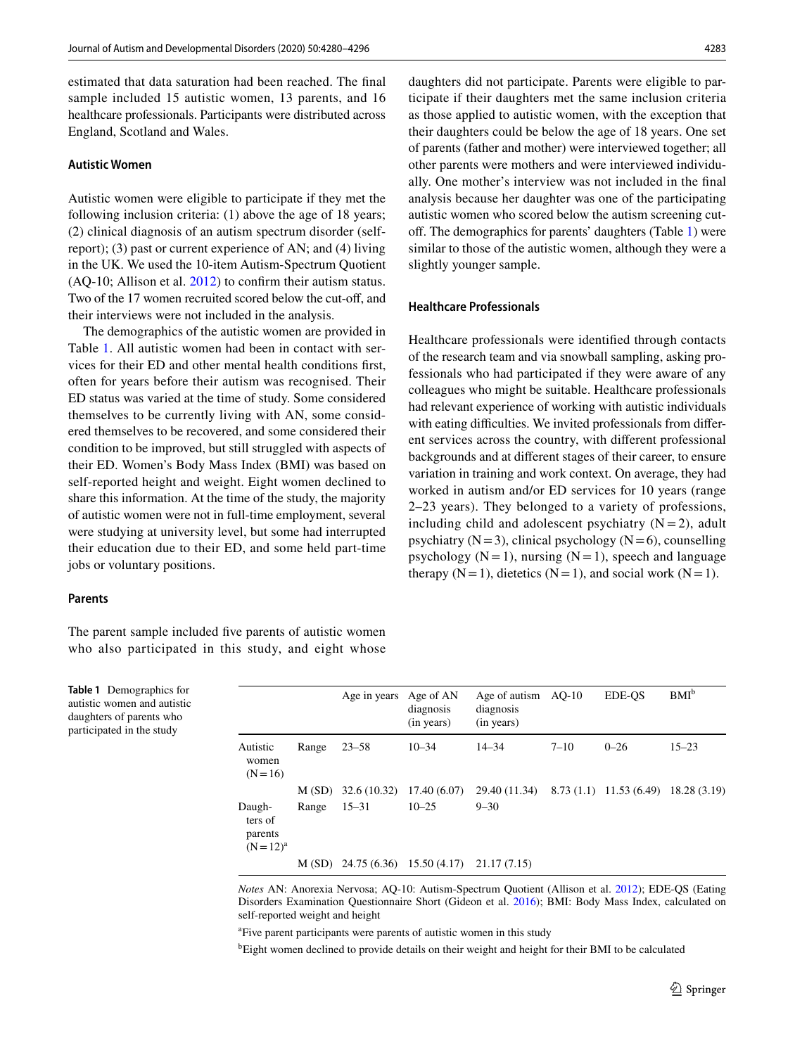estimated that data saturation had been reached. The final sample included 15 autistic women, 13 parents, and 16 healthcare professionals. Participants were distributed across England, Scotland and Wales.

### Autistic Women

Autistic women were eligible to participate if they met the following inclusion criteria: (1) above the age of 18 years; (2) clinical diagnosis of an autism spectrum disorder (self-report); (3) past or current experience of AN; and (4) living in the UK. We used the 10-item Autism-Spectrum Quotient (AQ-10; Allison et al. 2012) to confirm their autism status. Two of the 17 women recruited scored below the cut-off, and their interviews were not included in the analysis.

The demographics of the autistic women are provided in Table 1. All autistic women had been in contact with services for their ED and other mental health conditions first, often for years before their autism was recognised. Their ED status was varied at the time of study. Some considered themselves to be currently living with AN, some considered themselves to be recovered, and some considered their condition to be improved, but still struggled with aspects of their ED. Women's Body Mass Index (BMI) was based on self-reported height and weight. Eight women declined to share this information. At the time of the study, the majority of autistic women were not in full-time employment, several were studying at university level, but some had interrupted their education due to their ED, and some held part-time jobs or voluntary positions.

### Parents

The parent sample included five parents of autistic women who also participated in this study, and eight whose daughters did not participate. Parents were eligible to participate if their daughters met the same inclusion criteria as those applied to autistic women, with the exception that their daughters could be below the age of 18 years. One set of parents (father and mother) were interviewed together; all other parents were mothers and were interviewed individually. One mother's interview was not included in the final analysis because her daughter was one of the participating autistic women who scored below the autism screening cut-off. The demographics for parents' daughters (Table 1) were similar to those of the autistic women, although they were a slightly younger sample.

### Healthcare Professionals

Healthcare professionals were identified through contacts of the research team and via snowball sampling, asking professionals who had participated if they were aware of any colleagues who might be suitable. Healthcare professionals had relevant experience of working with autistic individuals with eating difficulties. We invited professionals from different services across the country, with different professional backgrounds and at different stages of their career, to ensure variation in training and work context. On average, they had worked in autism and/or ED services for 10 years (range 2–23 years). They belonged to a variety of professions, including child and adolescent psychiatry (N = 2), adult psychiatry (N = 3), clinical psychology (N = 6), counselling psychology (N = 1), nursing (N = 1), speech and language therapy (N = 1), dietetics (N = 1), and social work (N = 1).

**Table 1** Demographics for autistic women and autistic daughters of parents who participated in the study

| | | Age in years | Age of AN diagnosis (in years) | Age of autism diagnosis (in years) | AQ-10 | EDE-QS | BMI[b] |
|---|---|---|---|---|---|---|---|
| Autistic women (N = 16) | Range | 23–58 | 10–34 | 14–34 | 7–10 | 0–26 | 15–23 |
| | M (SD) | 32.6 (10.32) | 17.40 (6.07) | 29.40 (11.34) | 8.73 (1.1) | 11.53 (6.49) | 18.28 (3.19) |
| Daughters of parents (N = 12)[a] | Range | 15–31 | 10–25 | 9–30 | | | |
| | M (SD) | 24.75 (6.36) | 15.50 (4.17) | 21.17 (7.15) | | | |

*Notes* AN: Anorexia Nervosa; AQ-10: Autism-Spectrum Quotient (Allison et al. 2012); EDE-QS (Eating Disorders Examination Questionnaire Short (Gideon et al. 2016); BMI: Body Mass Index, calculated on self-reported weight and height

[a]Five parent participants were parents of autistic women in this study

[b]Eight women declined to provide details on their weight and height for their BMI to be calculated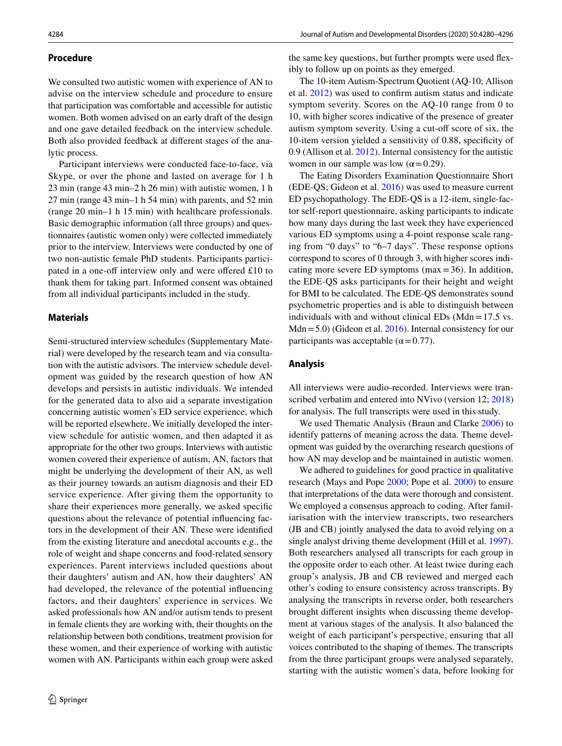## Procedure

We consulted two autistic women with experience of AN to advise on the interview schedule and procedure to ensure that participation was comfortable and accessible for autistic women. Both women advised on an early draft of the design and one gave detailed feedback on the interview schedule. Both also provided feedback at different stages of the analytic process.

Participant interviews were conducted face-to-face, via Skype, or over the phone and lasted on average for 1 h 23 min (range 43 min–2 h 26 min) with autistic women, 1 h 27 min (range 43 min–1 h 54 min) with parents, and 52 min (range 20 min–1 h 15 min) with healthcare professionals. Basic demographic information (all three groups) and questionnaires (autistic women only) were collected immediately prior to the interview. Interviews were conducted by one of two non-autistic female PhD students. Participants participated in a one-off interview only and were offered £10 to thank them for taking part. Informed consent was obtained from all individual participants included in the study.

## Materials

Semi-structured interview schedules (Supplementary Material) were developed by the research team and via consultation with the autistic advisors. The interview schedule development was guided by the research question of how AN develops and persists in autistic individuals. We intended for the generated data to also aid a separate investigation concerning autistic women's ED service experience, which will be reported elsewhere. We initially developed the interview schedule for autistic women, and then adapted it as appropriate for the other two groups. Interviews with autistic women covered their experience of autism, AN, factors that might be underlying the development of their AN, as well as their journey towards an autism diagnosis and their ED service experience. After giving them the opportunity to share their experiences more generally, we asked specific questions about the relevance of potential influencing factors in the development of their AN. These were identified from the existing literature and anecdotal accounts e.g., the role of weight and shape concerns and food-related sensory experiences. Parent interviews included questions about their daughters' autism and AN, how their daughters' AN had developed, the relevance of the potential influencing factors, and their daughters' experience in services. We asked professionals how AN and/or autism tends to present in female clients they are working with, their thoughts on the relationship between both conditions, treatment provision for these women, and their experience of working with autistic women with AN. Participants within each group were asked the same key questions, but further prompts were used flexibly to follow up on points as they emerged.

The 10-item Autism-Spectrum Quotient (AQ-10; Allison et al. 2012) was used to confirm autism status and indicate symptom severity. Scores on the AQ-10 range from 0 to 10, with higher scores indicative of the presence of greater autism symptom severity. Using a cut-off score of six, the 10-item version yielded a sensitivity of 0.88, specificity of 0.9 (Allison et al. 2012). Internal consistency for the autistic women in our sample was low ($\alpha = 0.29$).

The Eating Disorders Examination Questionnaire Short (EDE-QS; Gideon et al. 2016) was used to measure current ED psychopathology. The EDE-QS is a 12-item, single-factor self-report questionnaire, asking participants to indicate how many days during the last week they have experienced various ED symptoms using a 4-point response scale ranging from "0 days" to "6–7 days". These response options correspond to scores of 0 through 3, with higher scores indicating more severe ED symptoms (max = 36). In addition, the EDE-QS asks participants for their height and weight for BMI to be calculated. The EDE-QS demonstrates sound psychometric properties and is able to distinguish between individuals with and without clinical EDs (Mdn = 17.5 vs. Mdn = 5.0) (Gideon et al. 2016). Internal consistency for our participants was acceptable ($\alpha = 0.77$).

## Analysis

All interviews were audio-recorded. Interviews were transcribed verbatim and entered into NVivo (version 12; 2018) for analysis. The full transcripts were used in this study.

We used Thematic Analysis (Braun and Clarke 2006) to identify patterns of meaning across the data. Theme development was guided by the overarching research questions of how AN may develop and be maintained in autistic women.

We adhered to guidelines for good practice in qualitative research (Mays and Pope 2000; Pope et al. 2000) to ensure that interpretations of the data were thorough and consistent. We employed a consensus approach to coding. After familiarisation with the interview transcripts, two researchers (JB and CB) jointly analysed the data to avoid relying on a single analyst driving theme development (Hill et al. 1997). Both researchers analysed all transcripts for each group in the opposite order to each other. At least twice during each group's analysis, JB and CB reviewed and merged each other's coding to ensure consistency across transcripts. By analysing the transcripts in reverse order, both researchers brought different insights when discussing theme development at various stages of the analysis. It also balanced the weight of each participant's perspective, ensuring that all voices contributed to the shaping of themes. The transcripts from the three participant groups were analysed separately, starting with the autistic women's data, before looking for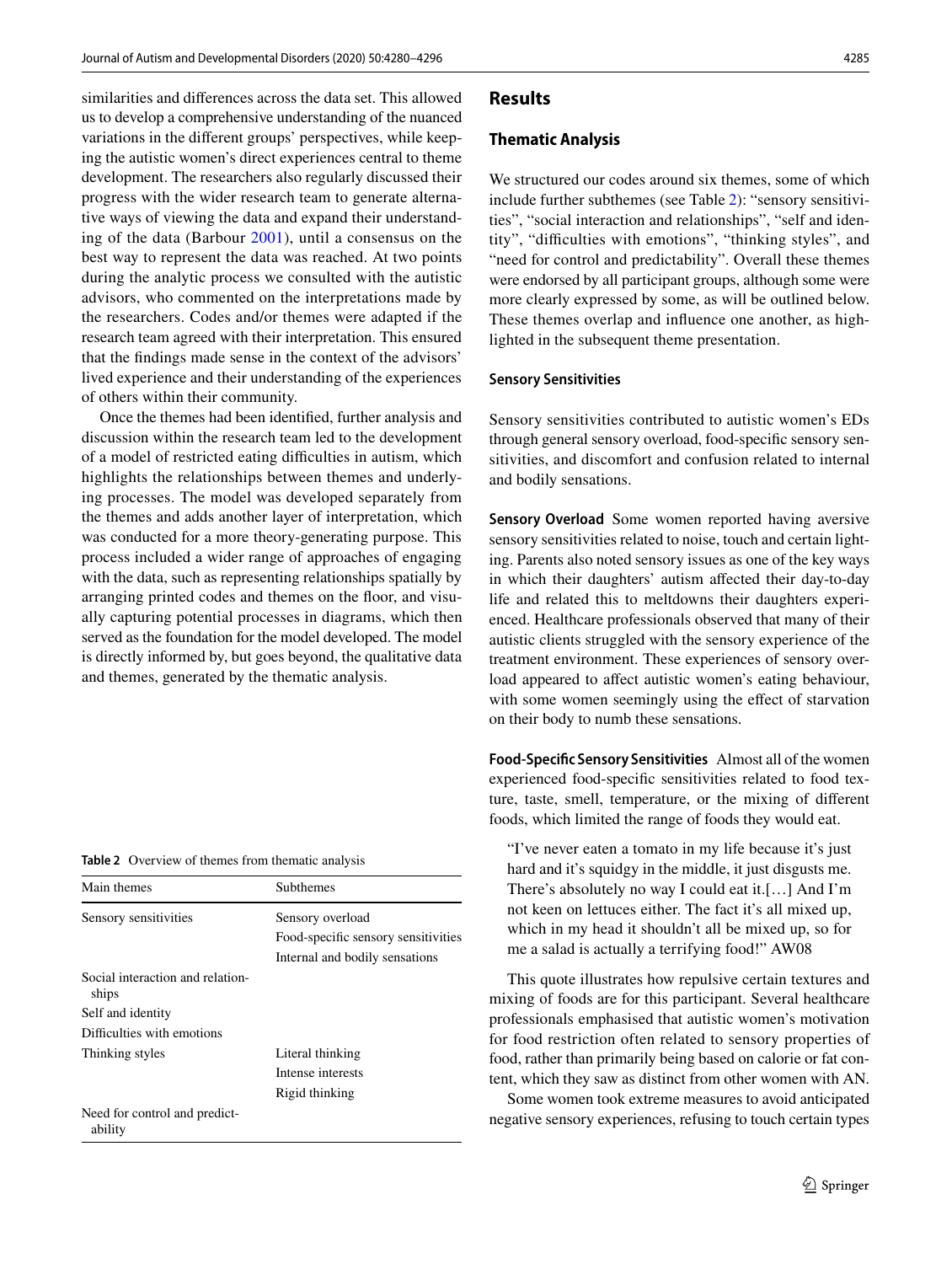similarities and differences across the data set. This allowed us to develop a comprehensive understanding of the nuanced variations in the different groups' perspectives, while keeping the autistic women's direct experiences central to theme development. The researchers also regularly discussed their progress with the wider research team to generate alternative ways of viewing the data and expand their understanding of the data (Barbour 2001), until a consensus on the best way to represent the data was reached. At two points during the analytic process we consulted with the autistic advisors, who commented on the interpretations made by the researchers. Codes and/or themes were adapted if the research team agreed with their interpretation. This ensured that the findings made sense in the context of the advisors' lived experience and their understanding of the experiences of others within their community.

Once the themes had been identified, further analysis and discussion within the research team led to the development of a model of restricted eating difficulties in autism, which highlights the relationships between themes and underlying processes. The model was developed separately from the themes and adds another layer of interpretation, which was conducted for a more theory-generating purpose. This process included a wider range of approaches of engaging with the data, such as representing relationships spatially by arranging printed codes and themes on the floor, and visually capturing potential processes in diagrams, which then served as the foundation for the model developed. The model is directly informed by, but goes beyond, the qualitative data and themes, generated by the thematic analysis.

**Table 2** Overview of themes from thematic analysis

| Main themes | Subthemes |
|---|---|
| Sensory sensitivities | Sensory overload |
| | Food-specific sensory sensitivities |
| | Internal and bodily sensations |
| Social interaction and relationships | |
| Self and identity | |
| Difficulties with emotions | |
| Thinking styles | Literal thinking |
| | Intense interests |
| | Rigid thinking |
| Need for control and predictability | |

## Results

### Thematic Analysis

We structured our codes around six themes, some of which include further subthemes (see Table 2): "sensory sensitivities", "social interaction and relationships", "self and identity", "difficulties with emotions", "thinking styles", and "need for control and predictability". Overall these themes were endorsed by all participant groups, although some were more clearly expressed by some, as will be outlined below. These themes overlap and influence one another, as highlighted in the subsequent theme presentation.

#### Sensory Sensitivities

Sensory sensitivities contributed to autistic women's EDs through general sensory overload, food-specific sensory sensitivities, and discomfort and confusion related to internal and bodily sensations.

**Sensory Overload** Some women reported having aversive sensory sensitivities related to noise, touch and certain lighting. Parents also noted sensory issues as one of the key ways in which their daughters' autism affected their day-to-day life and related this to meltdowns their daughters experienced. Healthcare professionals observed that many of their autistic clients struggled with the sensory experience of the treatment environment. These experiences of sensory overload appeared to affect autistic women's eating behaviour, with some women seemingly using the effect of starvation on their body to numb these sensations.

**Food-Specific Sensory Sensitivities** Almost all of the women experienced food-specific sensitivities related to food texture, taste, smell, temperature, or the mixing of different foods, which limited the range of foods they would eat.

> "I've never eaten a tomato in my life because it's just hard and it's squidgy in the middle, it just disgusts me. There's absolutely no way I could eat it.[…] And I'm not keen on lettuces either. The fact it's all mixed up, which in my head it shouldn't all be mixed up, so for me a salad is actually a terrifying food!" AW08

This quote illustrates how repulsive certain textures and mixing of foods are for this participant. Several healthcare professionals emphasised that autistic women's motivation for food restriction often related to sensory properties of food, rather than primarily being based on calorie or fat content, which they saw as distinct from other women with AN.

Some women took extreme measures to avoid anticipated negative sensory experiences, refusing to touch certain types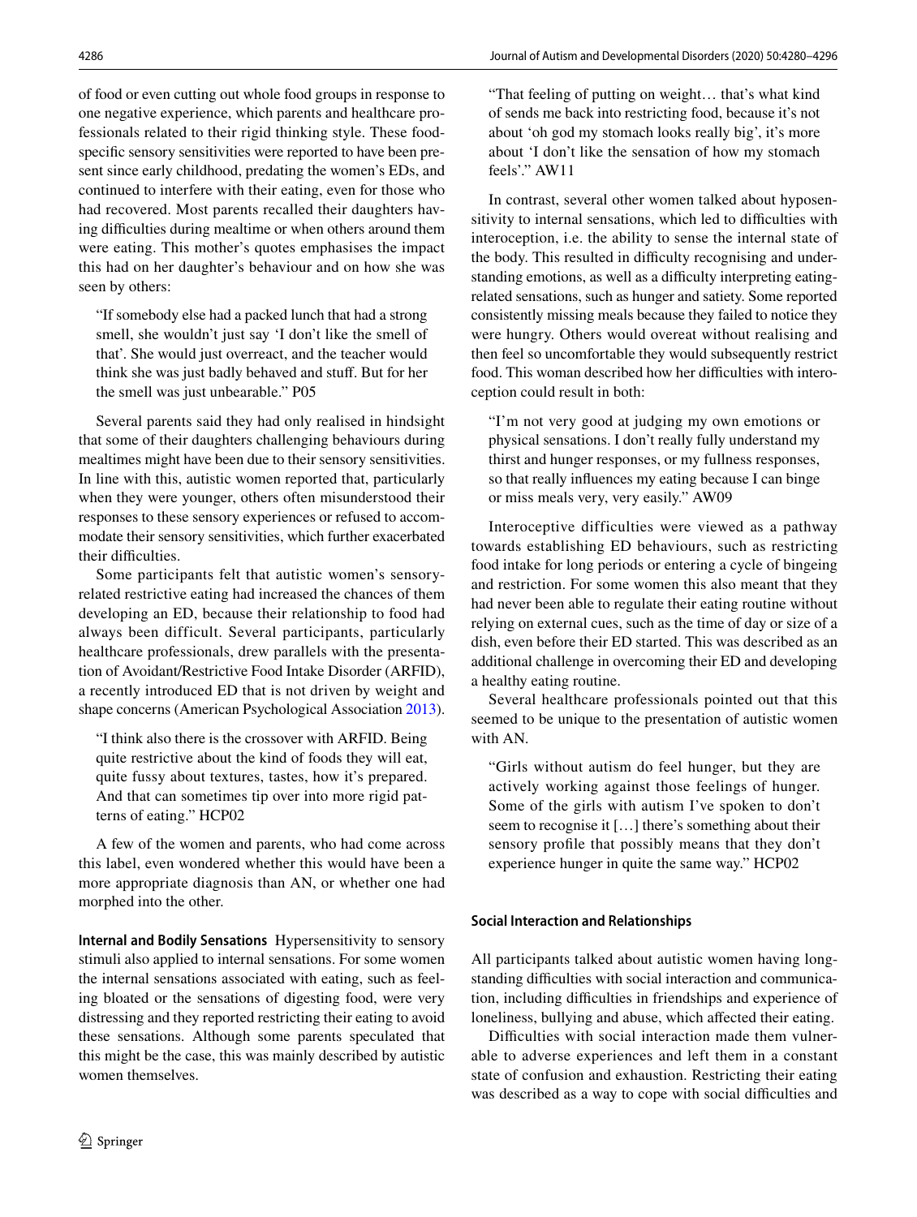of food or even cutting out whole food groups in response to one negative experience, which parents and healthcare professionals related to their rigid thinking style. These food-specific sensory sensitivities were reported to have been present since early childhood, predating the women's EDs, and continued to interfere with their eating, even for those who had recovered. Most parents recalled their daughters having difficulties during mealtime or when others around them were eating. This mother's quotes emphasises the impact this had on her daughter's behaviour and on how she was seen by others:

> "If somebody else had a packed lunch that had a strong smell, she wouldn't just say 'I don't like the smell of that'. She would just overreact, and the teacher would think she was just badly behaved and stuff. But for her the smell was just unbearable." P05

Several parents said they had only realised in hindsight that some of their daughters challenging behaviours during mealtimes might have been due to their sensory sensitivities. In line with this, autistic women reported that, particularly when they were younger, others often misunderstood their responses to these sensory experiences or refused to accommodate their sensory sensitivities, which further exacerbated their difficulties.

Some participants felt that autistic women's sensory-related restrictive eating had increased the chances of them developing an ED, because their relationship to food had always been difficult. Several participants, particularly healthcare professionals, drew parallels with the presentation of Avoidant/Restrictive Food Intake Disorder (ARFID), a recently introduced ED that is not driven by weight and shape concerns (American Psychological Association 2013).

> "I think also there is the crossover with ARFID. Being quite restrictive about the kind of foods they will eat, quite fussy about textures, tastes, how it's prepared. And that can sometimes tip over into more rigid patterns of eating." HCP02

A few of the women and parents, who had come across this label, even wondered whether this would have been a more appropriate diagnosis than AN, or whether one had morphed into the other.

**Internal and Bodily Sensations** Hypersensitivity to sensory stimuli also applied to internal sensations. For some women the internal sensations associated with eating, such as feeling bloated or the sensations of digesting food, were very distressing and they reported restricting their eating to avoid these sensations. Although some parents speculated that this might be the case, this was mainly described by autistic women themselves.

> "That feeling of putting on weight… that's what kind of sends me back into restricting food, because it's not about 'oh god my stomach looks really big', it's more about 'I don't like the sensation of how my stomach feels'." AW11

In contrast, several other women talked about hyposensitivity to internal sensations, which led to difficulties with interoception, i.e. the ability to sense the internal state of the body. This resulted in difficulty recognising and understanding emotions, as well as a difficulty interpreting eating-related sensations, such as hunger and satiety. Some reported consistently missing meals because they failed to notice they were hungry. Others would overeat without realising and then feel so uncomfortable they would subsequently restrict food. This woman described how her difficulties with interoception could result in both:

> "I'm not very good at judging my own emotions or physical sensations. I don't really fully understand my thirst and hunger responses, or my fullness responses, so that really influences my eating because I can binge or miss meals very, very easily." AW09

Interoceptive difficulties were viewed as a pathway towards establishing ED behaviours, such as restricting food intake for long periods or entering a cycle of bingeing and restriction. For some women this also meant that they had never been able to regulate their eating routine without relying on external cues, such as the time of day or size of a dish, even before their ED started. This was described as an additional challenge in overcoming their ED and developing a healthy eating routine.

Several healthcare professionals pointed out that this seemed to be unique to the presentation of autistic women with AN.

> "Girls without autism do feel hunger, but they are actively working against those feelings of hunger. Some of the girls with autism I've spoken to don't seem to recognise it […] there's something about their sensory profile that possibly means that they don't experience hunger in quite the same way." HCP02

#### Social Interaction and Relationships

All participants talked about autistic women having long-standing difficulties with social interaction and communication, including difficulties in friendships and experience of loneliness, bullying and abuse, which affected their eating.

Difficulties with social interaction made them vulnerable to adverse experiences and left them in a constant state of confusion and exhaustion. Restricting their eating was described as a way to cope with social difficulties and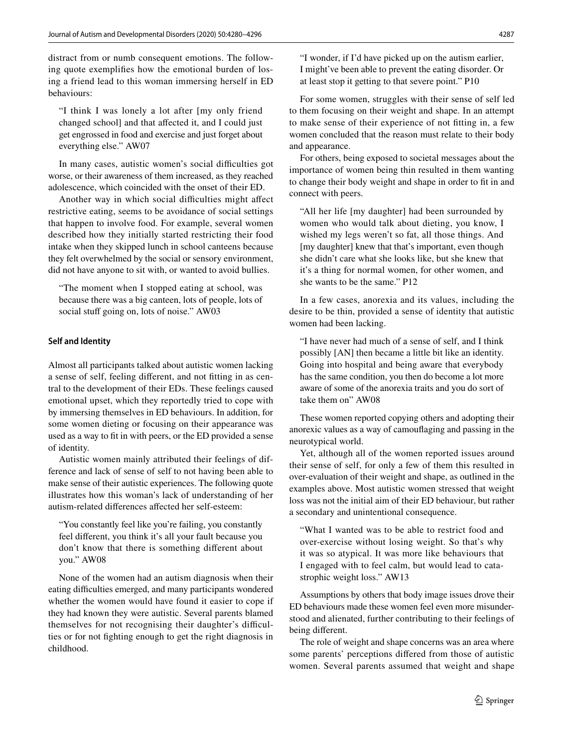distract from or numb consequent emotions. The following quote exemplifies how the emotional burden of losing a friend lead to this woman immersing herself in ED behaviours:

> "I think I was lonely a lot after [my only friend changed school] and that affected it, and I could just get engrossed in food and exercise and just forget about everything else." AW07

In many cases, autistic women's social difficulties got worse, or their awareness of them increased, as they reached adolescence, which coincided with the onset of their ED.

Another way in which social difficulties might affect restrictive eating, seems to be avoidance of social settings that happen to involve food. For example, several women described how they initially started restricting their food intake when they skipped lunch in school canteens because they felt overwhelmed by the social or sensory environment, did not have anyone to sit with, or wanted to avoid bullies.

> "The moment when I stopped eating at school, was because there was a big canteen, lots of people, lots of social stuff going on, lots of noise." AW03

#### Self and Identity

Almost all participants talked about autistic women lacking a sense of self, feeling different, and not fitting in as central to the development of their EDs. These feelings caused emotional upset, which they reportedly tried to cope with by immersing themselves in ED behaviours. In addition, for some women dieting or focusing on their appearance was used as a way to fit in with peers, or the ED provided a sense of identity.

Autistic women mainly attributed their feelings of difference and lack of sense of self to not having been able to make sense of their autistic experiences. The following quote illustrates how this woman's lack of understanding of her autism-related differences affected her self-esteem:

> "You constantly feel like you're failing, you constantly feel different, you think it's all your fault because you don't know that there is something different about you." AW08

None of the women had an autism diagnosis when their eating difficulties emerged, and many participants wondered whether the women would have found it easier to cope if they had known they were autistic. Several parents blamed themselves for not recognising their daughter's difficulties or for not fighting enough to get the right diagnosis in childhood.

> "I wonder, if I'd have picked up on the autism earlier, I might've been able to prevent the eating disorder. Or at least stop it getting to that severe point." P10

For some women, struggles with their sense of self led to them focusing on their weight and shape. In an attempt to make sense of their experience of not fitting in, a few women concluded that the reason must relate to their body and appearance.

For others, being exposed to societal messages about the importance of women being thin resulted in them wanting to change their body weight and shape in order to fit in and connect with peers.

> "All her life [my daughter] had been surrounded by women who would talk about dieting, you know, I wished my legs weren't so fat, all those things. And [my daughter] knew that that's important, even though she didn't care what she looks like, but she knew that it's a thing for normal women, for other women, and she wants to be the same." P12

In a few cases, anorexia and its values, including the desire to be thin, provided a sense of identity that autistic women had been lacking.

> "I have never had much of a sense of self, and I think possibly [AN] then became a little bit like an identity. Going into hospital and being aware that everybody has the same condition, you then do become a lot more aware of some of the anorexia traits and you do sort of take them on" AW08

These women reported copying others and adopting their anorexic values as a way of camouflaging and passing in the neurotypical world.

Yet, although all of the women reported issues around their sense of self, for only a few of them this resulted in over-evaluation of their weight and shape, as outlined in the examples above. Most autistic women stressed that weight loss was not the initial aim of their ED behaviour, but rather a secondary and unintentional consequence.

> "What I wanted was to be able to restrict food and over-exercise without losing weight. So that's why it was so atypical. It was more like behaviours that I engaged with to feel calm, but would lead to catastrophic weight loss." AW13

Assumptions by others that body image issues drove their ED behaviours made these women feel even more misunderstood and alienated, further contributing to their feelings of being different.

The role of weight and shape concerns was an area where some parents' perceptions differed from those of autistic women. Several parents assumed that weight and shape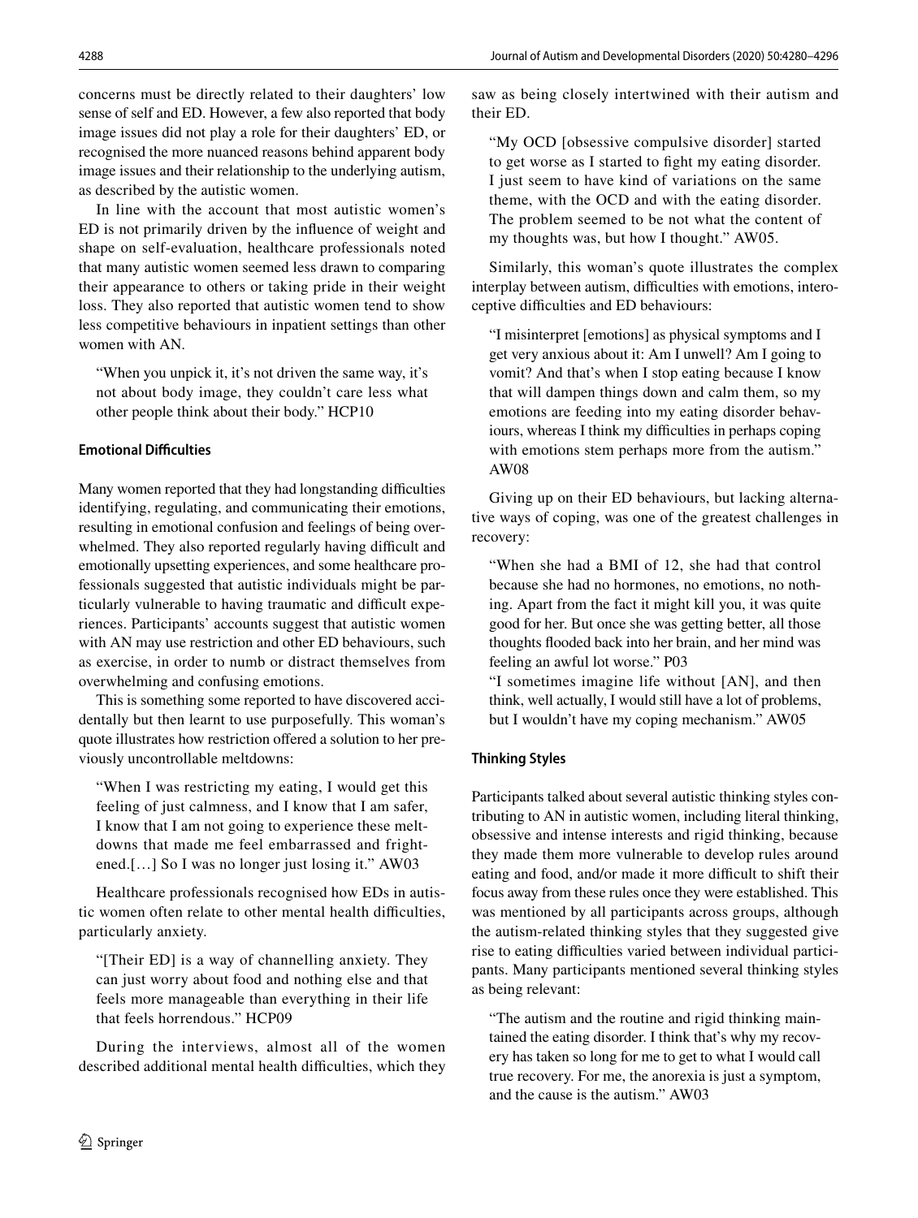concerns must be directly related to their daughters' low sense of self and ED. However, a few also reported that body image issues did not play a role for their daughters' ED, or recognised the more nuanced reasons behind apparent body image issues and their relationship to the underlying autism, as described by the autistic women.

In line with the account that most autistic women's ED is not primarily driven by the influence of weight and shape on self-evaluation, healthcare professionals noted that many autistic women seemed less drawn to comparing their appearance to others or taking pride in their weight loss. They also reported that autistic women tend to show less competitive behaviours in inpatient settings than other women with AN.

> "When you unpick it, it's not driven the same way, it's not about body image, they couldn't care less what other people think about their body." HCP10

#### Emotional Difficulties

Many women reported that they had longstanding difficulties identifying, regulating, and communicating their emotions, resulting in emotional confusion and feelings of being overwhelmed. They also reported regularly having difficult and emotionally upsetting experiences, and some healthcare professionals suggested that autistic individuals might be particularly vulnerable to having traumatic and difficult experiences. Participants' accounts suggest that autistic women with AN may use restriction and other ED behaviours, such as exercise, in order to numb or distract themselves from overwhelming and confusing emotions.

This is something some reported to have discovered accidentally but then learnt to use purposefully. This woman's quote illustrates how restriction offered a solution to her previously uncontrollable meltdowns:

> "When I was restricting my eating, I would get this feeling of just calmness, and I know that I am safer, I know that I am not going to experience these meltdowns that made me feel embarrassed and frightened.[…] So I was no longer just losing it." AW03

Healthcare professionals recognised how EDs in autistic women often relate to other mental health difficulties, particularly anxiety.

> "[Their ED] is a way of channelling anxiety. They can just worry about food and nothing else and that feels more manageable than everything in their life that feels horrendous." HCP09

During the interviews, almost all of the women described additional mental health difficulties, which they saw as being closely intertwined with their autism and their ED.

> "My OCD [obsessive compulsive disorder] started to get worse as I started to fight my eating disorder. I just seem to have kind of variations on the same theme, with the OCD and with the eating disorder. The problem seemed to be not what the content of my thoughts was, but how I thought." AW05.

Similarly, this woman's quote illustrates the complex interplay between autism, difficulties with emotions, interoceptive difficulties and ED behaviours:

> "I misinterpret [emotions] as physical symptoms and I get very anxious about it: Am I unwell? Am I going to vomit? And that's when I stop eating because I know that will dampen things down and calm them, so my emotions are feeding into my eating disorder behaviours, whereas I think my difficulties in perhaps coping with emotions stem perhaps more from the autism." AW08

Giving up on their ED behaviours, but lacking alternative ways of coping, was one of the greatest challenges in recovery:

> "When she had a BMI of 12, she had that control because she had no hormones, no emotions, no nothing. Apart from the fact it might kill you, it was quite good for her. But once she was getting better, all those thoughts flooded back into her brain, and her mind was feeling an awful lot worse." P03
>
> "I sometimes imagine life without [AN], and then think, well actually, I would still have a lot of problems, but I wouldn't have my coping mechanism." AW05

#### Thinking Styles

Participants talked about several autistic thinking styles contributing to AN in autistic women, including literal thinking, obsessive and intense interests and rigid thinking, because they made them more vulnerable to develop rules around eating and food, and/or made it more difficult to shift their focus away from these rules once they were established. This was mentioned by all participants across groups, although the autism-related thinking styles that they suggested give rise to eating difficulties varied between individual participants. Many participants mentioned several thinking styles as being relevant:

> "The autism and the routine and rigid thinking maintained the eating disorder. I think that's why my recovery has taken so long for me to get to what I would call true recovery. For me, the anorexia is just a symptom, and the cause is the autism." AW03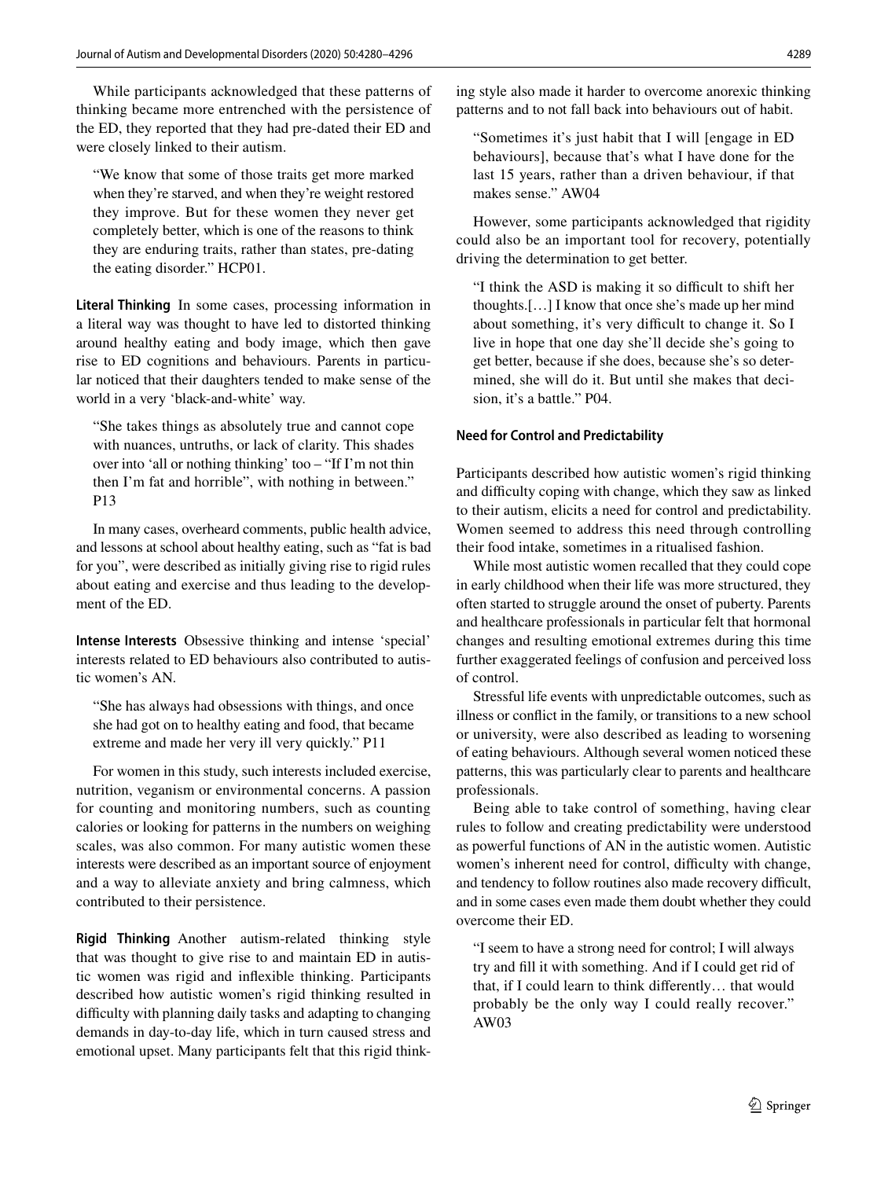While participants acknowledged that these patterns of thinking became more entrenched with the persistence of the ED, they reported that they had pre-dated their ED and were closely linked to their autism.

> "We know that some of those traits get more marked when they're starved, and when they're weight restored they improve. But for these women they never get completely better, which is one of the reasons to think they are enduring traits, rather than states, pre-dating the eating disorder." HCP01.

**Literal Thinking** In some cases, processing information in a literal way was thought to have led to distorted thinking around healthy eating and body image, which then gave rise to ED cognitions and behaviours. Parents in particular noticed that their daughters tended to make sense of the world in a very 'black-and-white' way.

> "She takes things as absolutely true and cannot cope with nuances, untruths, or lack of clarity. This shades over into 'all or nothing thinking' too – "If I'm not thin then I'm fat and horrible", with nothing in between." P13

In many cases, overheard comments, public health advice, and lessons at school about healthy eating, such as "fat is bad for you", were described as initially giving rise to rigid rules about eating and exercise and thus leading to the development of the ED.

**Intense Interests** Obsessive thinking and intense 'special' interests related to ED behaviours also contributed to autistic women's AN.

> "She has always had obsessions with things, and once she had got on to healthy eating and food, that became extreme and made her very ill very quickly." P11

For women in this study, such interests included exercise, nutrition, veganism or environmental concerns. A passion for counting and monitoring numbers, such as counting calories or looking for patterns in the numbers on weighing scales, was also common. For many autistic women these interests were described as an important source of enjoyment and a way to alleviate anxiety and bring calmness, which contributed to their persistence.

**Rigid Thinking** Another autism-related thinking style that was thought to give rise to and maintain ED in autistic women was rigid and inflexible thinking. Participants described how autistic women's rigid thinking resulted in difficulty with planning daily tasks and adapting to changing demands in day-to-day life, which in turn caused stress and emotional upset. Many participants felt that this rigid thinking style also made it harder to overcome anorexic thinking patterns and to not fall back into behaviours out of habit.

> "Sometimes it's just habit that I will [engage in ED behaviours], because that's what I have done for the last 15 years, rather than a driven behaviour, if that makes sense." AW04

However, some participants acknowledged that rigidity could also be an important tool for recovery, potentially driving the determination to get better.

> "I think the ASD is making it so difficult to shift her thoughts.[…] I know that once she's made up her mind about something, it's very difficult to change it. So I live in hope that one day she'll decide she's going to get better, because if she does, because she's so determined, she will do it. But until she makes that decision, it's a battle." P04.

#### Need for Control and Predictability

Participants described how autistic women's rigid thinking and difficulty coping with change, which they saw as linked to their autism, elicits a need for control and predictability. Women seemed to address this need through controlling their food intake, sometimes in a ritualised fashion.

While most autistic women recalled that they could cope in early childhood when their life was more structured, they often started to struggle around the onset of puberty. Parents and healthcare professionals in particular felt that hormonal changes and resulting emotional extremes during this time further exaggerated feelings of confusion and perceived loss of control.

Stressful life events with unpredictable outcomes, such as illness or conflict in the family, or transitions to a new school or university, were also described as leading to worsening of eating behaviours. Although several women noticed these patterns, this was particularly clear to parents and healthcare professionals.

Being able to take control of something, having clear rules to follow and creating predictability were understood as powerful functions of AN in the autistic women. Autistic women's inherent need for control, difficulty with change, and tendency to follow routines also made recovery difficult, and in some cases even made them doubt whether they could overcome their ED.

> "I seem to have a strong need for control; I will always try and fill it with something. And if I could get rid of that, if I could learn to think differently… that would probably be the only way I could really recover." AW03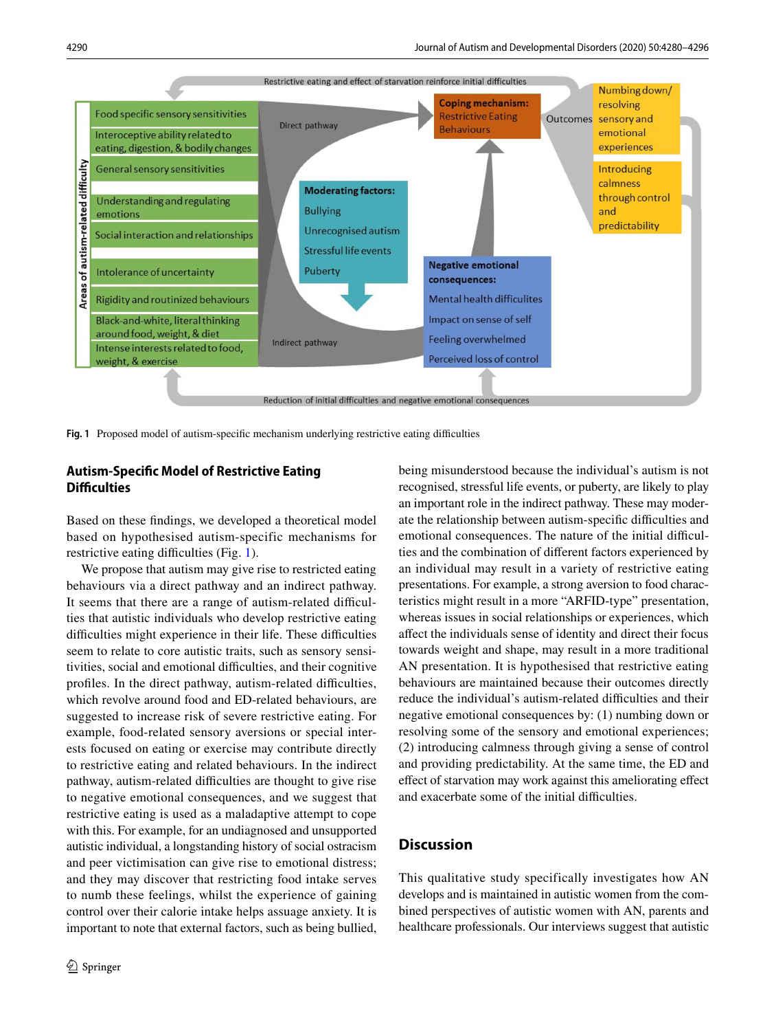Fig. 1 Proposed model of autism-specific mechanism underlying restrictive eating difficulties

## Autism-Specific Model of Restrictive Eating Difficulties

Based on these findings, we developed a theoretical model based on hypothesised autism-specific mechanisms for restrictive eating difficulties (Fig. 1).

We propose that autism may give rise to restricted eating behaviours via a direct pathway and an indirect pathway. It seems that there are a range of autism-related difficulties that autistic individuals who develop restrictive eating difficulties might experience in their life. These difficulties seem to relate to core autistic traits, such as sensory sensitivities, social and emotional difficulties, and their cognitive profiles. In the direct pathway, autism-related difficulties, which revolve around food and ED-related behaviours, are suggested to increase risk of severe restrictive eating. For example, food-related sensory aversions or special interests focused on eating or exercise may contribute directly to restrictive eating and related behaviours. In the indirect pathway, autism-related difficulties are thought to give rise to negative emotional consequences, and we suggest that restrictive eating is used as a maladaptive attempt to cope with this. For example, for an undiagnosed and unsupported autistic individual, a longstanding history of social ostracism and peer victimisation can give rise to emotional distress; and they may discover that restricting food intake serves to numb these feelings, whilst the experience of gaining control over their calorie intake helps assuage anxiety. It is important to note that external factors, such as being bullied, being misunderstood because the individual's autism is not recognised, stressful life events, or puberty, are likely to play an important role in the indirect pathway. These may moderate the relationship between autism-specific difficulties and emotional consequences. The nature of the initial difficulties and the combination of different factors experienced by an individual may result in a variety of restrictive eating presentations. For example, a strong aversion to food characteristics might result in a more "ARFID-type" presentation, whereas issues in social relationships or experiences, which affect the individuals sense of identity and direct their focus towards weight and shape, may result in a more traditional AN presentation. It is hypothesised that restrictive eating behaviours are maintained because their outcomes directly reduce the individual's autism-related difficulties and their negative emotional consequences by: (1) numbing down or resolving some of the sensory and emotional experiences; (2) introducing calmness through giving a sense of control and providing predictability. At the same time, the ED and effect of starvation may work against this ameliorating effect and exacerbate some of the initial difficulties.

## Discussion

This qualitative study specifically investigates how AN develops and is maintained in autistic women from the combined perspectives of autistic women with AN, parents and healthcare professionals. Our interviews suggest that autistic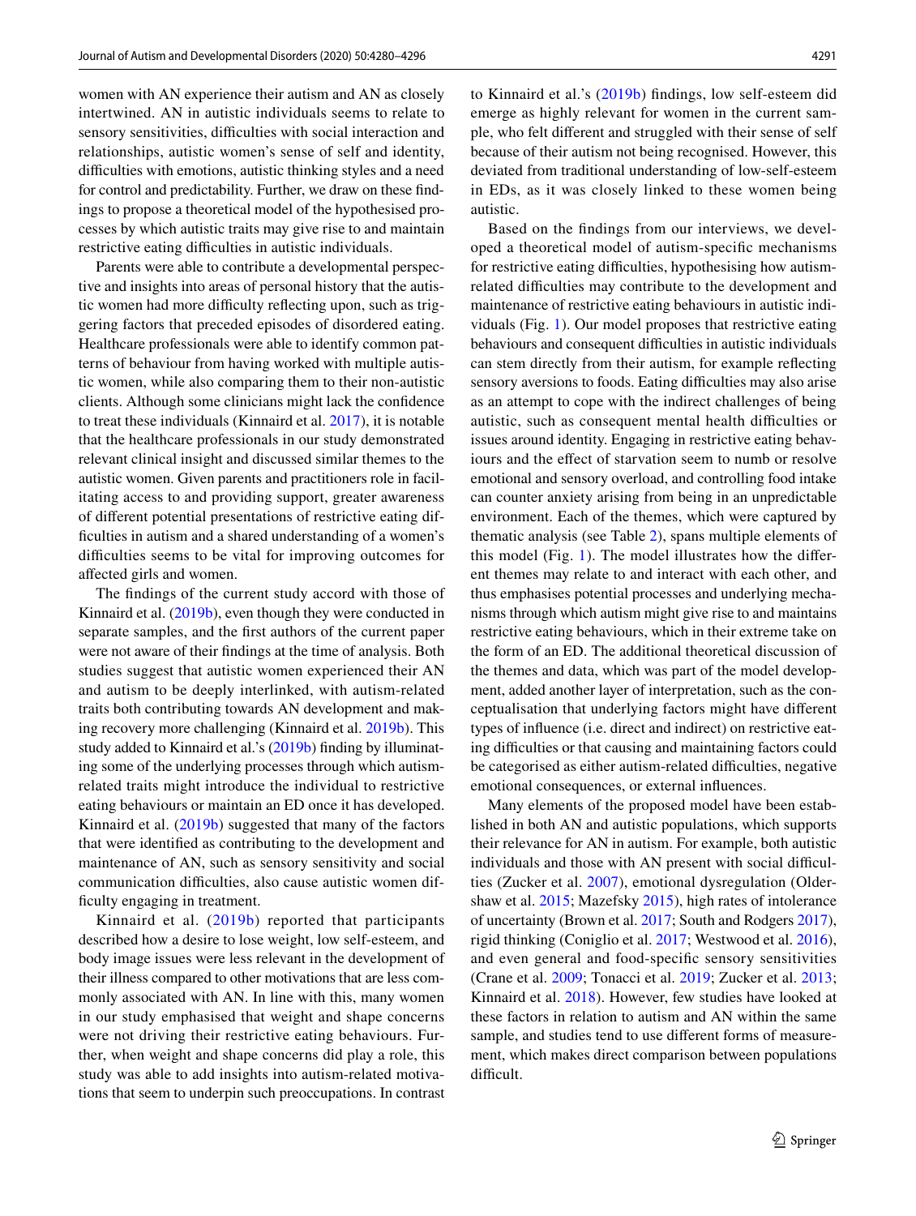women with AN experience their autism and AN as closely intertwined. AN in autistic individuals seems to relate to sensory sensitivities, difficulties with social interaction and relationships, autistic women's sense of self and identity, difficulties with emotions, autistic thinking styles and a need for control and predictability. Further, we draw on these findings to propose a theoretical model of the hypothesised processes by which autistic traits may give rise to and maintain restrictive eating difficulties in autistic individuals.

Parents were able to contribute a developmental perspective and insights into areas of personal history that the autistic women had more difficulty reflecting upon, such as triggering factors that preceded episodes of disordered eating. Healthcare professionals were able to identify common patterns of behaviour from having worked with multiple autistic women, while also comparing them to their non-autistic clients. Although some clinicians might lack the confidence to treat these individuals (Kinnaird et al. 2017), it is notable that the healthcare professionals in our study demonstrated relevant clinical insight and discussed similar themes to the autistic women. Given parents and practitioners role in facilitating access to and providing support, greater awareness of different potential presentations of restrictive eating difficulties in autism and a shared understanding of a women's difficulties seems to be vital for improving outcomes for affected girls and women.

The findings of the current study accord with those of Kinnaird et al. (2019b), even though they were conducted in separate samples, and the first authors of the current paper were not aware of their findings at the time of analysis. Both studies suggest that autistic women experienced their AN and autism to be deeply interlinked, with autism-related traits both contributing towards AN development and making recovery more challenging (Kinnaird et al. 2019b). This study added to Kinnaird et al.'s (2019b) finding by illuminating some of the underlying processes through which autism-related traits might introduce the individual to restrictive eating behaviours or maintain an ED once it has developed. Kinnaird et al. (2019b) suggested that many of the factors that were identified as contributing to the development and maintenance of AN, such as sensory sensitivity and social communication difficulties, also cause autistic women difficulty engaging in treatment.

Kinnaird et al. (2019b) reported that participants described how a desire to lose weight, low self-esteem, and body image issues were less relevant in the development of their illness compared to other motivations that are less commonly associated with AN. In line with this, many women in our study emphasised that weight and shape concerns were not driving their restrictive eating behaviours. Further, when weight and shape concerns did play a role, this study was able to add insights into autism-related motivations that seem to underpin such preoccupations. In contrast to Kinnaird et al.'s (2019b) findings, low self-esteem did emerge as highly relevant for women in the current sample, who felt different and struggled with their sense of self because of their autism not being recognised. However, this deviated from traditional understanding of low-self-esteem in EDs, as it was closely linked to these women being autistic.

Based on the findings from our interviews, we developed a theoretical model of autism-specific mechanisms for restrictive eating difficulties, hypothesising how autism-related difficulties may contribute to the development and maintenance of restrictive eating behaviours in autistic individuals (Fig. 1). Our model proposes that restrictive eating behaviours and consequent difficulties in autistic individuals can stem directly from their autism, for example reflecting sensory aversions to foods. Eating difficulties may also arise as an attempt to cope with the indirect challenges of being autistic, such as consequent mental health difficulties or issues around identity. Engaging in restrictive eating behaviours and the effect of starvation seem to numb or resolve emotional and sensory overload, and controlling food intake can counter anxiety arising from being in an unpredictable environment. Each of the themes, which were captured by thematic analysis (see Table 2), spans multiple elements of this model (Fig. 1). The model illustrates how the different themes may relate to and interact with each other, and thus emphasises potential processes and underlying mechanisms through which autism might give rise to and maintains restrictive eating behaviours, which in their extreme take on the form of an ED. The additional theoretical discussion of the themes and data, which was part of the model development, added another layer of interpretation, such as the conceptualisation that underlying factors might have different types of influence (i.e. direct and indirect) on restrictive eating difficulties or that causing and maintaining factors could be categorised as either autism-related difficulties, negative emotional consequences, or external influences.

Many elements of the proposed model have been established in both AN and autistic populations, which supports their relevance for AN in autism. For example, both autistic individuals and those with AN present with social difficulties (Zucker et al. 2007), emotional dysregulation (Oldershaw et al. 2015; Mazefsky 2015), high rates of intolerance of uncertainty (Brown et al. 2017; South and Rodgers 2017), rigid thinking (Coniglio et al. 2017; Westwood et al. 2016), and even general and food-specific sensory sensitivities (Crane et al. 2009; Tonacci et al. 2019; Zucker et al. 2013; Kinnaird et al. 2018). However, few studies have looked at these factors in relation to autism and AN within the same sample, and studies tend to use different forms of measurement, which makes direct comparison between populations difficult.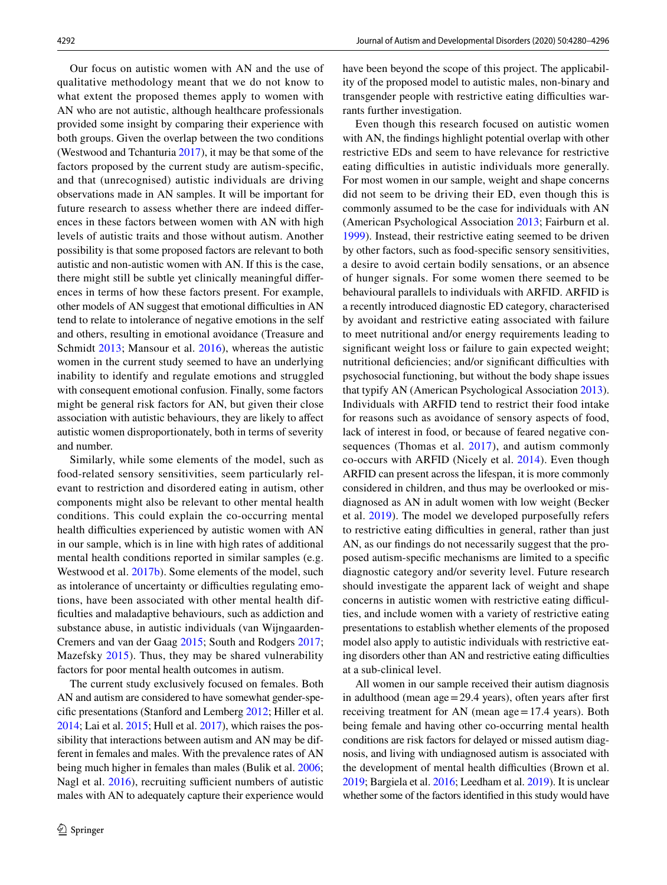Our focus on autistic women with AN and the use of qualitative methodology meant that we do not know to what extent the proposed themes apply to women with AN who are not autistic, although healthcare professionals provided some insight by comparing their experience with both groups. Given the overlap between the two conditions (Westwood and Tchanturia 2017), it may be that some of the factors proposed by the current study are autism-specific, and that (unrecognised) autistic individuals are driving observations made in AN samples. It will be important for future research to assess whether there are indeed differences in these factors between women with AN with high levels of autistic traits and those without autism. Another possibility is that some proposed factors are relevant to both autistic and non-autistic women with AN. If this is the case, there might still be subtle yet clinically meaningful differences in terms of how these factors present. For example, other models of AN suggest that emotional difficulties in AN tend to relate to intolerance of negative emotions in the self and others, resulting in emotional avoidance (Treasure and Schmidt 2013; Mansour et al. 2016), whereas the autistic women in the current study seemed to have an underlying inability to identify and regulate emotions and struggled with consequent emotional confusion. Finally, some factors might be general risk factors for AN, but given their close association with autistic behaviours, they are likely to affect autistic women disproportionately, both in terms of severity and number.

Similarly, while some elements of the model, such as food-related sensory sensitivities, seem particularly relevant to restriction and disordered eating in autism, other components might also be relevant to other mental health conditions. This could explain the co-occurring mental health difficulties experienced by autistic women with AN in our sample, which is in line with high rates of additional mental health conditions reported in similar samples (e.g. Westwood et al. 2017b). Some elements of the model, such as intolerance of uncertainty or difficulties regulating emotions, have been associated with other mental health difficulties and maladaptive behaviours, such as addiction and substance abuse, in autistic individuals (van Wijngaarden-Cremers and van der Gaag 2015; South and Rodgers 2017; Mazefsky 2015). Thus, they may be shared vulnerability factors for poor mental health outcomes in autism.

The current study exclusively focused on females. Both AN and autism are considered to have somewhat gender-specific presentations (Stanford and Lemberg 2012; Hiller et al. 2014; Lai et al. 2015; Hull et al. 2017), which raises the possibility that interactions between autism and AN may be different in females and males. With the prevalence rates of AN being much higher in females than males (Bulik et al. 2006; Nagl et al. 2016), recruiting sufficient numbers of autistic males with AN to adequately capture their experience would have been beyond the scope of this project. The applicability of the proposed model to autistic males, non-binary and transgender people with restrictive eating difficulties warrants further investigation.

Even though this research focused on autistic women with AN, the findings highlight potential overlap with other restrictive EDs and seem to have relevance for restrictive eating difficulties in autistic individuals more generally. For most women in our sample, weight and shape concerns did not seem to be driving their ED, even though this is commonly assumed to be the case for individuals with AN (American Psychological Association 2013; Fairburn et al. 1999). Instead, their restrictive eating seemed to be driven by other factors, such as food-specific sensory sensitivities, a desire to avoid certain bodily sensations, or an absence of hunger signals. For some women there seemed to be behavioural parallels to individuals with ARFID. ARFID is a recently introduced diagnostic ED category, characterised by avoidant and restrictive eating associated with failure to meet nutritional and/or energy requirements leading to significant weight loss or failure to gain expected weight; nutritional deficiencies; and/or significant difficulties with psychosocial functioning, but without the body shape issues that typify AN (American Psychological Association 2013). Individuals with ARFID tend to restrict their food intake for reasons such as avoidance of sensory aspects of food, lack of interest in food, or because of feared negative consequences (Thomas et al. 2017), and autism commonly co-occurs with ARFID (Nicely et al. 2014). Even though ARFID can present across the lifespan, it is more commonly considered in children, and thus may be overlooked or misdiagnosed as AN in adult women with low weight (Becker et al. 2019). The model we developed purposefully refers to restrictive eating difficulties in general, rather than just AN, as our findings do not necessarily suggest that the proposed autism-specific mechanisms are limited to a specific diagnostic category and/or severity level. Future research should investigate the apparent lack of weight and shape concerns in autistic women with restrictive eating difficulties, and include women with a variety of restrictive eating presentations to establish whether elements of the proposed model also apply to autistic individuals with restrictive eating disorders other than AN and restrictive eating difficulties at a sub-clinical level.

All women in our sample received their autism diagnosis in adulthood (mean age = 29.4 years), often years after first receiving treatment for AN (mean age = 17.4 years). Both being female and having other co-occurring mental health conditions are risk factors for delayed or missed autism diagnosis, and living with undiagnosed autism is associated with the development of mental health difficulties (Brown et al. 2019; Bargiela et al. 2016; Leedham et al. 2019). It is unclear whether some of the factors identified in this study would have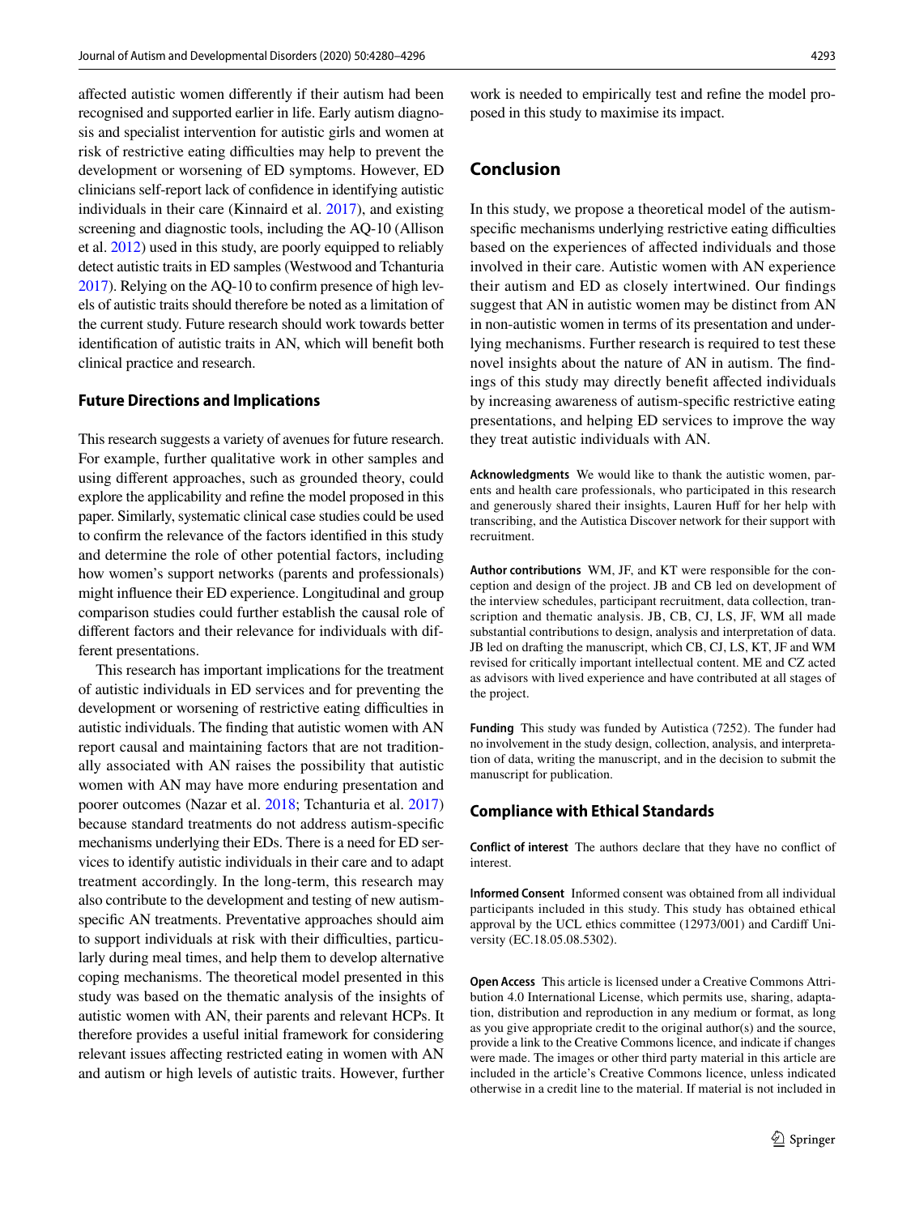affected autistic women differently if their autism had been recognised and supported earlier in life. Early autism diagnosis and specialist intervention for autistic girls and women at risk of restrictive eating difficulties may help to prevent the development or worsening of ED symptoms. However, ED clinicians self-report lack of confidence in identifying autistic individuals in their care (Kinnaird et al. 2017), and existing screening and diagnostic tools, including the AQ-10 (Allison et al. 2012) used in this study, are poorly equipped to reliably detect autistic traits in ED samples (Westwood and Tchanturia 2017). Relying on the AQ-10 to confirm presence of high levels of autistic traits should therefore be noted as a limitation of the current study. Future research should work towards better identification of autistic traits in AN, which will benefit both clinical practice and research.

### Future Directions and Implications

This research suggests a variety of avenues for future research. For example, further qualitative work in other samples and using different approaches, such as grounded theory, could explore the applicability and refine the model proposed in this paper. Similarly, systematic clinical case studies could be used to confirm the relevance of the factors identified in this study and determine the role of other potential factors, including how women's support networks (parents and professionals) might influence their ED experience. Longitudinal and group comparison studies could further establish the causal role of different factors and their relevance for individuals with different presentations.

This research has important implications for the treatment of autistic individuals in ED services and for preventing the development or worsening of restrictive eating difficulties in autistic individuals. The finding that autistic women with AN report causal and maintaining factors that are not traditionally associated with AN raises the possibility that autistic women with AN may have more enduring presentation and poorer outcomes (Nazar et al. 2018; Tchanturia et al. 2017) because standard treatments do not address autism-specific mechanisms underlying their EDs. There is a need for ED services to identify autistic individuals in their care and to adapt treatment accordingly. In the long-term, this research may also contribute to the development and testing of new autism-specific AN treatments. Preventative approaches should aim to support individuals at risk with their difficulties, particularly during meal times, and help them to develop alternative coping mechanisms. The theoretical model presented in this study was based on the thematic analysis of the insights of autistic women with AN, their parents and relevant HCPs. It therefore provides a useful initial framework for considering relevant issues affecting restricted eating in women with AN and autism or high levels of autistic traits. However, further work is needed to empirically test and refine the model proposed in this study to maximise its impact.

## Conclusion

In this study, we propose a theoretical model of the autism-specific mechanisms underlying restrictive eating difficulties based on the experiences of affected individuals and those involved in their care. Autistic women with AN experience their autism and ED as closely intertwined. Our findings suggest that AN in autistic women may be distinct from AN in non-autistic women in terms of its presentation and underlying mechanisms. Further research is required to test these novel insights about the nature of AN in autism. The findings of this study may directly benefit affected individuals by increasing awareness of autism-specific restrictive eating presentations, and helping ED services to improve the way they treat autistic individuals with AN.

**Acknowledgments** We would like to thank the autistic women, parents and health care professionals, who participated in this research and generously shared their insights, Lauren Huff for her help with transcribing, and the Autistica Discover network for their support with recruitment.

**Author contributions** WM, JF, and KT were responsible for the conception and design of the project. JB and CB led on development of the interview schedules, participant recruitment, data collection, transcription and thematic analysis. JB, CB, CJ, LS, JF, WM all made substantial contributions to design, analysis and interpretation of data. JB led on drafting the manuscript, which CB, CJ, LS, KT, JF and WM revised for critically important intellectual content. ME and CZ acted as advisors with lived experience and have contributed at all stages of the project.

**Funding** This study was funded by Autistica (7252). The funder had no involvement in the study design, collection, analysis, and interpretation of data, writing the manuscript, and in the decision to submit the manuscript for publication.

### Compliance with Ethical Standards

**Conflict of interest** The authors declare that they have no conflict of interest.

**Informed Consent** Informed consent was obtained from all individual participants included in this study. This study has obtained ethical approval by the UCL ethics committee (12973/001) and Cardiff University (EC.18.05.08.5302).

**Open Access** This article is licensed under a Creative Commons Attribution 4.0 International License, which permits use, sharing, adaptation, distribution and reproduction in any medium or format, as long as you give appropriate credit to the original author(s) and the source, provide a link to the Creative Commons licence, and indicate if changes were made. The images or other third party material in this article are included in the article's Creative Commons licence, unless indicated otherwise in a credit line to the material. If material is not included in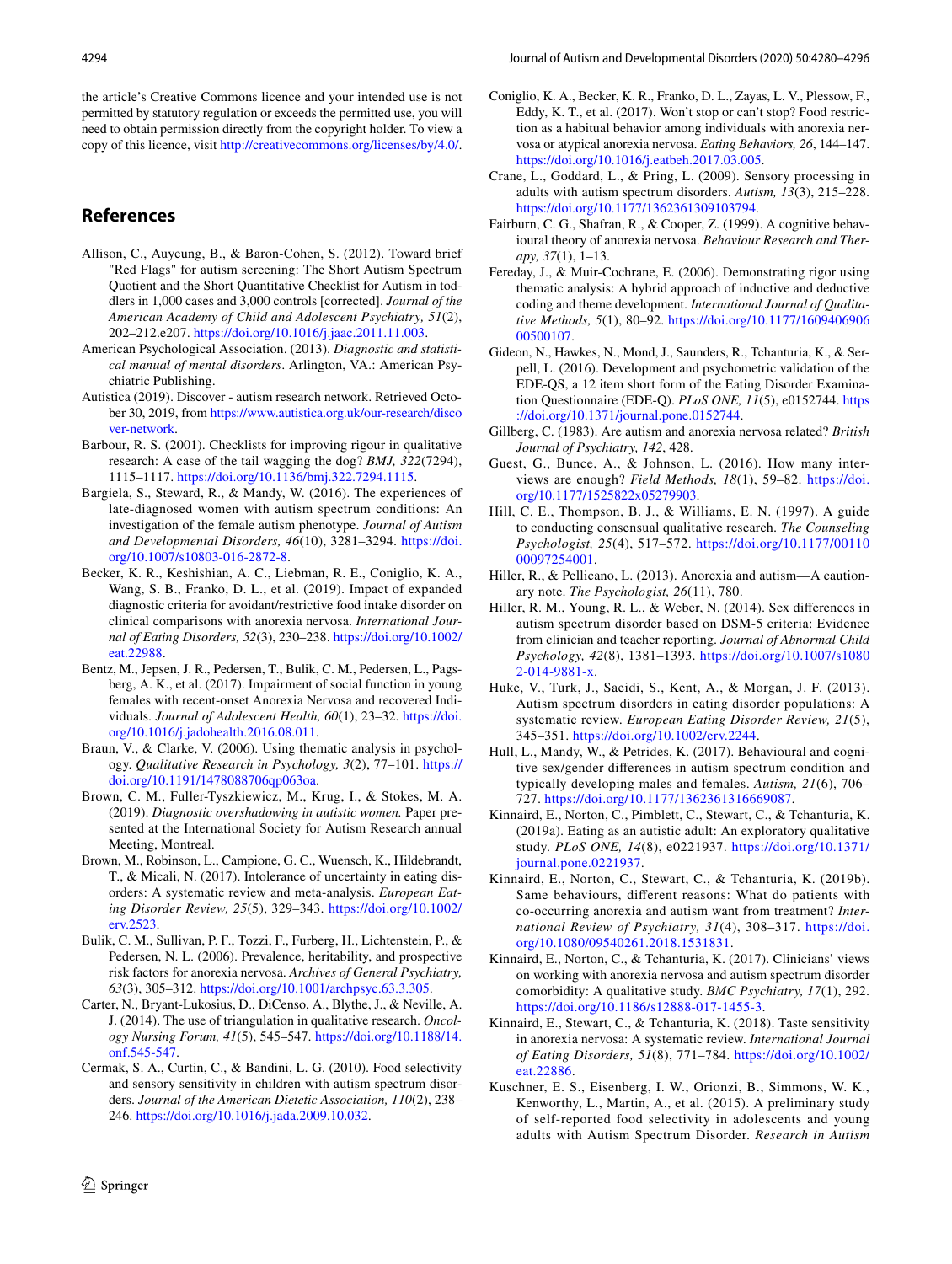the article's Creative Commons licence and your intended use is not permitted by statutory regulation or exceeds the permitted use, you will need to obtain permission directly from the copyright holder. To view a copy of this licence, visit http://creativecommons.org/licenses/by/4.0/.

## References

Allison, C., Auyeung, B., & Baron-Cohen, S. (2012). Toward brief "Red Flags" for autism screening: The Short Autism Spectrum Quotient and the Short Quantitative Checklist for Autism in toddlers in 1,000 cases and 3,000 controls [corrected]. *Journal of the American Academy of Child and Adolescent Psychiatry, 51*(2), 202–212.e207. https://doi.org/10.1016/j.jaac.2011.11.003.

American Psychological Association. (2013). *Diagnostic and statistical manual of mental disorders*. Arlington, VA.: American Psychiatric Publishing.

Autistica (2019). Discover - autism research network. Retrieved October 30, 2019, from https://www.autistica.org.uk/our-research/discover-network.

Barbour, R. S. (2001). Checklists for improving rigour in qualitative research: A case of the tail wagging the dog? *BMJ, 322*(7294), 1115–1117. https://doi.org/10.1136/bmj.322.7294.1115.

Bargiela, S., Steward, R., & Mandy, W. (2016). The experiences of late-diagnosed women with autism spectrum conditions: An investigation of the female autism phenotype. *Journal of Autism and Developmental Disorders, 46*(10), 3281–3294. https://doi.org/10.1007/s10803-016-2872-8.

Becker, K. R., Keshishian, A. C., Liebman, R. E., Coniglio, K. A., Wang, S. B., Franko, D. L., et al. (2019). Impact of expanded diagnostic criteria for avoidant/restrictive food intake disorder on clinical comparisons with anorexia nervosa. *International Journal of Eating Disorders, 52*(3), 230–238. https://doi.org/10.1002/eat.22988.

Bentz, M., Jepsen, J. R., Pedersen, T., Bulik, C. M., Pedersen, L., Pagsberg, A. K., et al. (2017). Impairment of social function in young females with recent-onset Anorexia Nervosa and recovered Individuals. *Journal of Adolescent Health, 60*(1), 23–32. https://doi.org/10.1016/j.jadohealth.2016.08.011.

Braun, V., & Clarke, V. (2006). Using thematic analysis in psychology. *Qualitative Research in Psychology, 3*(2), 77–101. https://doi.org/10.1191/1478088706qp063oa.

Brown, C. M., Fuller-Tyszkiewicz, M., Krug, I., & Stokes, M. A. (2019). *Diagnostic overshadowing in autistic women.* Paper presented at the International Society for Autism Research annual Meeting, Montreal.

Brown, M., Robinson, L., Campione, G. C., Wuensch, K., Hildebrandt, T., & Micali, N. (2017). Intolerance of uncertainty in eating disorders: A systematic review and meta-analysis. *European Eating Disorder Review, 25*(5), 329–343. https://doi.org/10.1002/erv.2523.

Bulik, C. M., Sullivan, P. F., Tozzi, F., Furberg, H., Lichtenstein, P., & Pedersen, N. L. (2006). Prevalence, heritability, and prospective risk factors for anorexia nervosa. *Archives of General Psychiatry, 63*(3), 305–312. https://doi.org/10.1001/archpsyc.63.3.305.

Carter, N., Bryant-Lukosius, D., DiCenso, A., Blythe, J., & Neville, A. J. (2014). The use of triangulation in qualitative research. *Oncology Nursing Forum, 41*(5), 545–547. https://doi.org/10.1188/14.onf.545-547.

Cermak, S. A., Curtin, C., & Bandini, L. G. (2010). Food selectivity and sensory sensitivity in children with autism spectrum disorders. *Journal of the American Dietetic Association, 110*(2), 238–246. https://doi.org/10.1016/j.jada.2009.10.032.

Coniglio, K. A., Becker, K. R., Franko, D. L., Zayas, L. V., Plessow, F., Eddy, K. T., et al. (2017). Won't stop or can't stop? Food restriction as a habitual behavior among individuals with anorexia nervosa or atypical anorexia nervosa. *Eating Behaviors, 26*, 144–147. https://doi.org/10.1016/j.eatbeh.2017.03.005.

Crane, L., Goddard, L., & Pring, L. (2009). Sensory processing in adults with autism spectrum disorders. *Autism, 13*(3), 215–228. https://doi.org/10.1177/1362361309103794.

Fairburn, C. G., Shafran, R., & Cooper, Z. (1999). A cognitive behavioural theory of anorexia nervosa. *Behaviour Research and Therapy, 37*(1), 1–13.

Fereday, J., & Muir-Cochrane, E. (2006). Demonstrating rigor using thematic analysis: A hybrid approach of inductive and deductive coding and theme development. *International Journal of Qualitative Methods, 5*(1), 80–92. https://doi.org/10.1177/160940690600500107.

Gideon, N., Hawkes, N., Mond, J., Saunders, R., Tchanturia, K., & Serpell, L. (2016). Development and psychometric validation of the EDE-QS, a 12 item short form of the Eating Disorder Examination Questionnaire (EDE-Q). *PLoS ONE, 11*(5), e0152744. https://doi.org/10.1371/journal.pone.0152744.

Gillberg, C. (1983). Are autism and anorexia nervosa related? *British Journal of Psychiatry, 142*, 428.

Guest, G., Bunce, A., & Johnson, L. (2016). How many interviews are enough? *Field Methods, 18*(1), 59–82. https://doi.org/10.1177/1525822x05279903.

Hill, C. E., Thompson, B. J., & Williams, E. N. (1997). A guide to conducting consensual qualitative research. *The Counseling Psychologist, 25*(4), 517–572. https://doi.org/10.1177/0011000097254001.

Hiller, R., & Pellicano, L. (2013). Anorexia and autism—A cautionary note. *The Psychologist, 26*(11), 780.

Hiller, R. M., Young, R. L., & Weber, N. (2014). Sex differences in autism spectrum disorder based on DSM-5 criteria: Evidence from clinician and teacher reporting. *Journal of Abnormal Child Psychology, 42*(8), 1381–1393. https://doi.org/10.1007/s10802-014-9881-x.

Huke, V., Turk, J., Saeidi, S., Kent, A., & Morgan, J. F. (2013). Autism spectrum disorders in eating disorder populations: A systematic review. *European Eating Disorder Review, 21*(5), 345–351. https://doi.org/10.1002/erv.2244.

Hull, L., Mandy, W., & Petrides, K. (2017). Behavioural and cognitive sex/gender differences in autism spectrum condition and typically developing males and females. *Autism, 21*(6), 706–727. https://doi.org/10.1177/1362361316669087.

Kinnaird, E., Norton, C., Pimblett, C., Stewart, C., & Tchanturia, K. (2019a). Eating as an autistic adult: An exploratory qualitative study. *PLoS ONE, 14*(8), e0221937. https://doi.org/10.1371/journal.pone.0221937.

Kinnaird, E., Norton, C., Stewart, C., & Tchanturia, K. (2019b). Same behaviours, different reasons: What do patients with co-occurring anorexia and autism want from treatment? *International Review of Psychiatry, 31*(4), 308–317. https://doi.org/10.1080/09540261.2018.1531831.

Kinnaird, E., Norton, C., & Tchanturia, K. (2017). Clinicians' views on working with anorexia nervosa and autism spectrum disorder comorbidity: A qualitative study. *BMC Psychiatry, 17*(1), 292. https://doi.org/10.1186/s12888-017-1455-3.

Kinnaird, E., Stewart, C., & Tchanturia, K. (2018). Taste sensitivity in anorexia nervosa: A systematic review. *International Journal of Eating Disorders, 51*(8), 771–784. https://doi.org/10.1002/eat.22886.

Kuschner, E. S., Eisenberg, I. W., Orionzi, B., Simmons, W. K., Kenworthy, L., Martin, A., et al. (2015). A preliminary study of self-reported food selectivity in adolescents and young adults with Autism Spectrum Disorder. *Research in Autism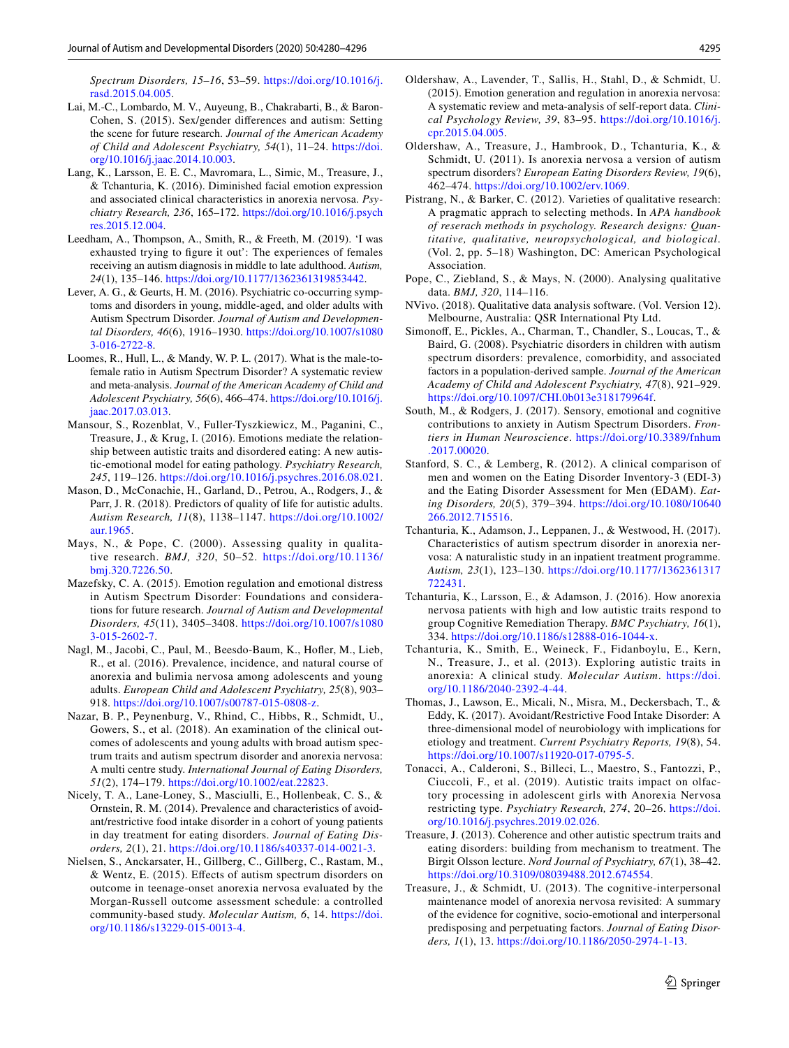Spectrum Disorders, 15–16, 53–59. https://doi.org/10.1016/j.rasd.2015.04.005.

Lai, M.-C., Lombardo, M. V., Auyeung, B., Chakrabarti, B., & Baron-Cohen, S. (2015). Sex/gender differences and autism: Setting the scene for future research. *Journal of the American Academy of Child and Adolescent Psychiatry, 54*(1), 11–24. https://doi.org/10.1016/j.jaac.2014.10.003.

Lang, K., Larsson, E. E. C., Mavromara, L., Simic, M., Treasure, J., & Tchanturia, K. (2016). Diminished facial emotion expression and associated clinical characteristics in anorexia nervosa. *Psychiatry Research, 236*, 165–172. https://doi.org/10.1016/j.psychres.2015.12.004.

Leedham, A., Thompson, A., Smith, R., & Freeth, M. (2019). 'I was exhausted trying to figure it out': The experiences of females receiving an autism diagnosis in middle to late adulthood. *Autism, 24*(1), 135–146. https://doi.org/10.1177/1362361319853442.

Lever, A. G., & Geurts, H. M. (2016). Psychiatric co-occurring symptoms and disorders in young, middle-aged, and older adults with Autism Spectrum Disorder. *Journal of Autism and Developmental Disorders, 46*(6), 1916–1930. https://doi.org/10.1007/s10803-016-2722-8.

Loomes, R., Hull, L., & Mandy, W. P. L. (2017). What is the male-to-female ratio in Autism Spectrum Disorder? A systematic review and meta-analysis. *Journal of the American Academy of Child and Adolescent Psychiatry, 56*(6), 466–474. https://doi.org/10.1016/j.jaac.2017.03.013.

Mansour, S., Rozenblat, V., Fuller-Tyszkiewicz, M., Paganini, C., Treasure, J., & Krug, I. (2016). Emotions mediate the relationship between autistic traits and disordered eating: A new autistic-emotional model for eating pathology. *Psychiatry Research, 245*, 119–126. https://doi.org/10.1016/j.psychres.2016.08.021.

Mason, D., McConachie, H., Garland, D., Petrou, A., Rodgers, J., & Parr, J. R. (2018). Predictors of quality of life for autistic adults. *Autism Research, 11*(8), 1138–1147. https://doi.org/10.1002/aur.1965.

Mays, N., & Pope, C. (2000). Assessing quality in qualitative research. *BMJ, 320*, 50–52. https://doi.org/10.1136/bmj.320.7226.50.

Mazefsky, C. A. (2015). Emotion regulation and emotional distress in Autism Spectrum Disorder: Foundations and considerations for future research. *Journal of Autism and Developmental Disorders, 45*(11), 3405–3408. https://doi.org/10.1007/s10803-015-2602-7.

Nagl, M., Jacobi, C., Paul, M., Beesdo-Baum, K., Hofler, M., Lieb, R., et al. (2016). Prevalence, incidence, and natural course of anorexia and bulimia nervosa among adolescents and young adults. *European Child and Adolescent Psychiatry, 25*(8), 903–918. https://doi.org/10.1007/s00787-015-0808-z.

Nazar, B. P., Peynenburg, V., Rhind, C., Hibbs, R., Schmidt, U., Gowers, S., et al. (2018). An examination of the clinical outcomes of adolescents and young adults with broad autism spectrum traits and autism spectrum disorder and anorexia nervosa: A multi centre study. *International Journal of Eating Disorders, 51*(2), 174–179. https://doi.org/10.1002/eat.22823.

Nicely, T. A., Lane-Loney, S., Masciulli, E., Hollenbeak, C. S., & Ornstein, R. M. (2014). Prevalence and characteristics of avoidant/restrictive food intake disorder in a cohort of young patients in day treatment for eating disorders. *Journal of Eating Disorders, 2*(1), 21. https://doi.org/10.1186/s40337-014-0021-3.

Nielsen, S., Anckarsater, H., Gillberg, C., Gillberg, C., Rastam, M., & Wentz, E. (2015). Effects of autism spectrum disorders on outcome in teenage-onset anorexia nervosa evaluated by the Morgan-Russell outcome assessment schedule: a controlled community-based study. *Molecular Autism, 6*, 14. https://doi.org/10.1186/s13229-015-0013-4.

Oldershaw, A., Lavender, T., Sallis, H., Stahl, D., & Schmidt, U. (2015). Emotion generation and regulation in anorexia nervosa: A systematic review and meta-analysis of self-report data. *Clinical Psychology Review, 39*, 83–95. https://doi.org/10.1016/j.cpr.2015.04.005.

Oldershaw, A., Treasure, J., Hambrook, D., Tchanturia, K., & Schmidt, U. (2011). Is anorexia nervosa a version of autism spectrum disorders? *European Eating Disorders Review, 19*(6), 462–474. https://doi.org/10.1002/erv.1069.

Pistrang, N., & Barker, C. (2012). Varieties of qualitative research: A pragmatic apprach to selecting methods. In *APA handbook of reserach methods in psychology. Research designs: Quantitative, qualitative, neuropsychological, and biological*. (Vol. 2, pp. 5–18) Washington, DC: American Psychological Association.

Pope, C., Ziebland, S., & Mays, N. (2000). Analysing qualitative data. *BMJ, 320*, 114–116.

NVivo. (2018). Qualitative data analysis software. (Vol. Version 12). Melbourne, Australia: QSR International Pty Ltd.

Simonoff, E., Pickles, A., Charman, T., Chandler, S., Loucas, T., & Baird, G. (2008). Psychiatric disorders in children with autism spectrum disorders: prevalence, comorbidity, and associated factors in a population-derived sample. *Journal of the American Academy of Child and Adolescent Psychiatry, 47*(8), 921–929. https://doi.org/10.1097/CHI.0b013e318179964f.

South, M., & Rodgers, J. (2017). Sensory, emotional and cognitive contributions to anxiety in Autism Spectrum Disorders. *Frontiers in Human Neuroscience*. https://doi.org/10.3389/fnhum.2017.00020.

Stanford, S. C., & Lemberg, R. (2012). A clinical comparison of men and women on the Eating Disorder Inventory-3 (EDI-3) and the Eating Disorder Assessment for Men (EDAM). *Eating Disorders, 20*(5), 379–394. https://doi.org/10.1080/10640266.2012.715516.

Tchanturia, K., Adamson, J., Leppanen, J., & Westwood, H. (2017). Characteristics of autism spectrum disorder in anorexia nervosa: A naturalistic study in an inpatient treatment programme. *Autism, 23*(1), 123–130. https://doi.org/10.1177/1362361317722431.

Tchanturia, K., Larsson, E., & Adamson, J. (2016). How anorexia nervosa patients with high and low autistic traits respond to group Cognitive Remediation Therapy. *BMC Psychiatry, 16*(1), 334. https://doi.org/10.1186/s12888-016-1044-x.

Tchanturia, K., Smith, E., Weineck, F., Fidanboylu, E., Kern, N., Treasure, J., et al. (2013). Exploring autistic traits in anorexia: A clinical study. *Molecular Autism*. https://doi.org/10.1186/2040-2392-4-44.

Thomas, J., Lawson, E., Micali, N., Misra, M., Deckersbach, T., & Eddy, K. (2017). Avoidant/Restrictive Food Intake Disorder: A three-dimensional model of neurobiology with implications for etiology and treatment. *Current Psychiatry Reports, 19*(8), 54. https://doi.org/10.1007/s11920-017-0795-5.

Tonacci, A., Calderoni, S., Billeci, L., Maestro, S., Fantozzi, P., Ciuccoli, F., et al. (2019). Autistic traits impact on olfactory processing in adolescent girls with Anorexia Nervosa restricting type. *Psychiatry Research, 274*, 20–26. https://doi.org/10.1016/j.psychres.2019.02.026.

Treasure, J. (2013). Coherence and other autistic spectrum traits and eating disorders: building from mechanism to treatment. The Birgit Olsson lecture. *Nord Journal of Psychiatry, 67*(1), 38–42. https://doi.org/10.3109/08039488.2012.674554.

Treasure, J., & Schmidt, U. (2013). The cognitive-interpersonal maintenance model of anorexia nervosa revisited: A summary of the evidence for cognitive, socio-emotional and interpersonal predisposing and perpetuating factors. *Journal of Eating Disorders, 1*(1), 13. https://doi.org/10.1186/2050-2974-1-13.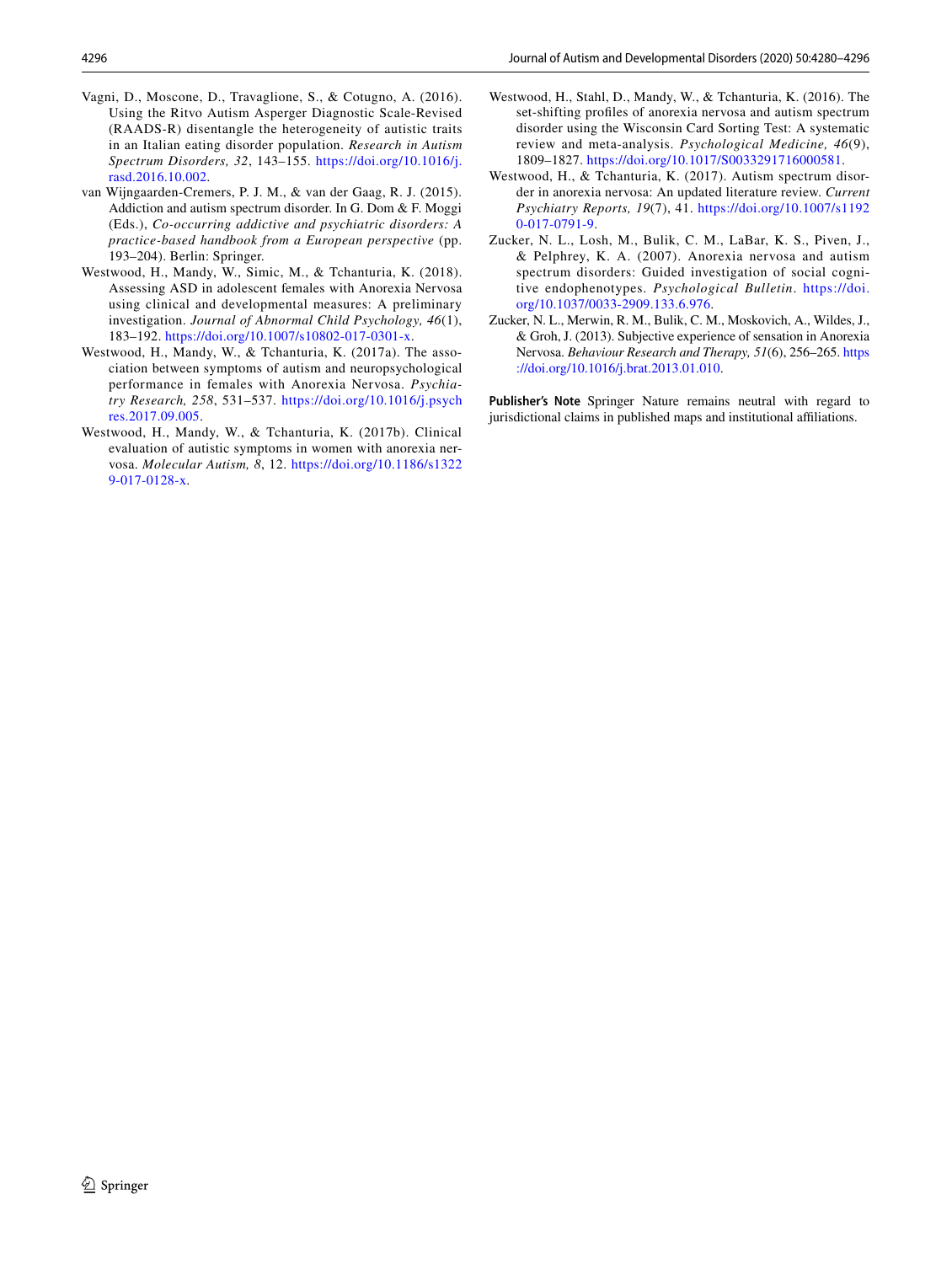Vagni, D., Moscone, D., Travaglione, S., & Cotugno, A. (2016). Using the Ritvo Autism Asperger Diagnostic Scale-Revised (RAADS-R) disentangle the heterogeneity of autistic traits in an Italian eating disorder population. *Research in Autism Spectrum Disorders, 32*, 143–155. https://doi.org/10.1016/j.rasd.2016.10.002.

van Wijngaarden-Cremers, P. J. M., & van der Gaag, R. J. (2015). Addiction and autism spectrum disorder. In G. Dom & F. Moggi (Eds.), *Co-occurring addictive and psychiatric disorders: A practice-based handbook from a European perspective* (pp. 193–204). Berlin: Springer.

Westwood, H., Mandy, W., Simic, M., & Tchanturia, K. (2018). Assessing ASD in adolescent females with Anorexia Nervosa using clinical and developmental measures: A preliminary investigation. *Journal of Abnormal Child Psychology, 46*(1), 183–192. https://doi.org/10.1007/s10802-017-0301-x.

Westwood, H., Mandy, W., & Tchanturia, K. (2017a). The association between symptoms of autism and neuropsychological performance in females with Anorexia Nervosa. *Psychiatry Research, 258*, 531–537. https://doi.org/10.1016/j.psychres.2017.09.005.

Westwood, H., Mandy, W., & Tchanturia, K. (2017b). Clinical evaluation of autistic symptoms in women with anorexia nervosa. *Molecular Autism, 8*, 12. https://doi.org/10.1186/s13229-017-0128-x.

Westwood, H., Stahl, D., Mandy, W., & Tchanturia, K. (2016). The set-shifting profiles of anorexia nervosa and autism spectrum disorder using the Wisconsin Card Sorting Test: A systematic review and meta-analysis. *Psychological Medicine, 46*(9), 1809–1827. https://doi.org/10.1017/S0033291716000581.

Westwood, H., & Tchanturia, K. (2017). Autism spectrum disorder in anorexia nervosa: An updated literature review. *Current Psychiatry Reports, 19*(7), 41. https://doi.org/10.1007/s11920-017-0791-9.

Zucker, N. L., Losh, M., Bulik, C. M., LaBar, K. S., Piven, J., & Pelphrey, K. A. (2007). Anorexia nervosa and autism spectrum disorders: Guided investigation of social cognitive endophenotypes. *Psychological Bulletin*. https://doi.org/10.1037/0033-2909.133.6.976.

Zucker, N. L., Merwin, R. M., Bulik, C. M., Moskovich, A., Wildes, J., & Groh, J. (2013). Subjective experience of sensation in Anorexia Nervosa. *Behaviour Research and Therapy, 51*(6), 256–265. https://doi.org/10.1016/j.brat.2013.01.010.

**Publisher's Note** Springer Nature remains neutral with regard to jurisdictional claims in published maps and institutional affiliations.